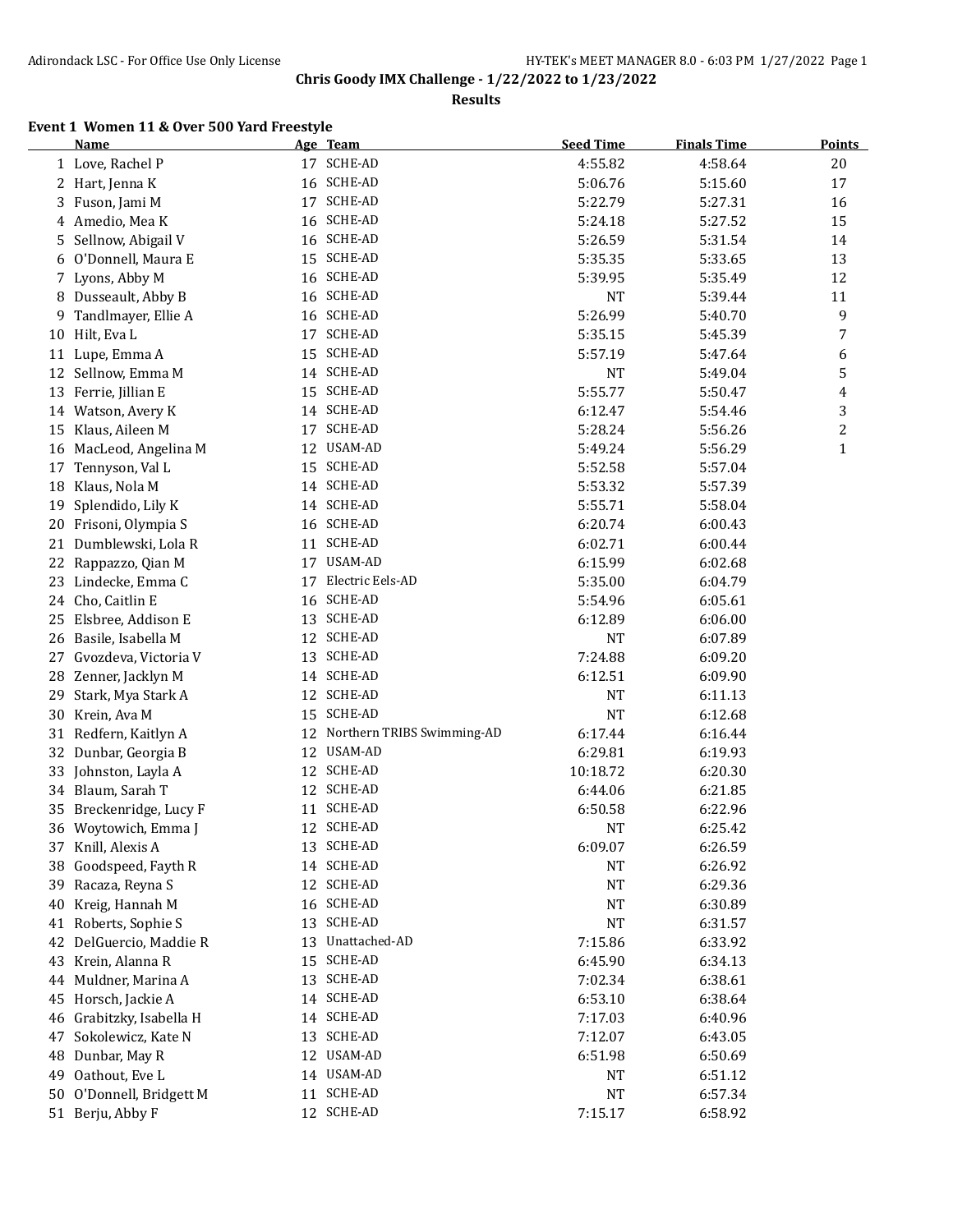# Chris Goody IMX Challenge - 1/22/2022 to 1/23/2022

## Results

### Event 1 Women 11 & Over 500 Yard Freestyle

| | Name | Age | Team | Seed Time | Finals Time | Points |
|---|---|---|---|---|---|---|
| 1 | Love, Rachel P | 17 | SCHE-AD | 4:55.82 | 4:58.64 | 20 |
| 2 | Hart, Jenna K | 16 | SCHE-AD | 5:06.76 | 5:15.60 | 17 |
| 3 | Fuson, Jami M | 17 | SCHE-AD | 5:22.79 | 5:27.31 | 16 |
| 4 | Amedio, Mea K | 16 | SCHE-AD | 5:24.18 | 5:27.52 | 15 |
| 5 | Sellnow, Abigail V | 16 | SCHE-AD | 5:26.59 | 5:31.54 | 14 |
| 6 | O'Donnell, Maura E | 15 | SCHE-AD | 5:35.35 | 5:33.65 | 13 |
| 7 | Lyons, Abby M | 16 | SCHE-AD | 5:39.95 | 5:35.49 | 12 |
| 8 | Dusseault, Abby B | 16 | SCHE-AD | NT | 5:39.44 | 11 |
| 9 | Tandlmayer, Ellie A | 16 | SCHE-AD | 5:26.99 | 5:40.70 | 9 |
| 10 | Hilt, Eva L | 17 | SCHE-AD | 5:35.15 | 5:45.39 | 7 |
| 11 | Lupe, Emma A | 15 | SCHE-AD | 5:57.19 | 5:47.64 | 6 |
| 12 | Sellnow, Emma M | 14 | SCHE-AD | NT | 5:49.04 | 5 |
| 13 | Ferrie, Jillian E | 15 | SCHE-AD | 5:55.77 | 5:50.47 | 4 |
| 14 | Watson, Avery K | 14 | SCHE-AD | 6:12.47 | 5:54.46 | 3 |
| 15 | Klaus, Aileen M | 17 | SCHE-AD | 5:28.24 | 5:56.26 | 2 |
| 16 | MacLeod, Angelina M | 12 | USAM-AD | 5:49.24 | 5:56.29 | 1 |
| 17 | Tennyson, Val L | 15 | SCHE-AD | 5:52.58 | 5:57.04 | |
| 18 | Klaus, Nola M | 14 | SCHE-AD | 5:53.32 | 5:57.39 | |
| 19 | Splendido, Lily K | 14 | SCHE-AD | 5:55.71 | 5:58.04 | |
| 20 | Frisoni, Olympia S | 16 | SCHE-AD | 6:20.74 | 6:00.43 | |
| 21 | Dumblewski, Lola R | 11 | SCHE-AD | 6:02.71 | 6:00.44 | |
| 22 | Rappazzo, Qian M | 17 | USAM-AD | 6:15.99 | 6:02.68 | |
| 23 | Lindecke, Emma C | 17 | Electric Eels-AD | 5:35.00 | 6:04.79 | |
| 24 | Cho, Caitlin E | 16 | SCHE-AD | 5:54.96 | 6:05.61 | |
| 25 | Elsbree, Addison E | 13 | SCHE-AD | 6:12.89 | 6:06.00 | |
| 26 | Basile, Isabella M | 12 | SCHE-AD | NT | 6:07.89 | |
| 27 | Gvozdeva, Victoria V | 13 | SCHE-AD | 7:24.88 | 6:09.20 | |
| 28 | Zenner, Jacklyn M | 14 | SCHE-AD | 6:12.51 | 6:09.90 | |
| 29 | Stark, Mya Stark A | 12 | SCHE-AD | NT | 6:11.13 | |
| 30 | Krein, Ava M | 15 | SCHE-AD | NT | 6:12.68 | |
| 31 | Redfern, Kaitlyn A | 12 | Northern TRIBS Swimming-AD | 6:17.44 | 6:16.44 | |
| 32 | Dunbar, Georgia B | 12 | USAM-AD | 6:29.81 | 6:19.93 | |
| 33 | Johnston, Layla A | 12 | SCHE-AD | 10:18.72 | 6:20.30 | |
| 34 | Blaum, Sarah T | 12 | SCHE-AD | 6:44.06 | 6:21.85 | |
| 35 | Breckenridge, Lucy F | 11 | SCHE-AD | 6:50.58 | 6:22.96 | |
| 36 | Woytowich, Emma J | 12 | SCHE-AD | NT | 6:25.42 | |
| 37 | Knill, Alexis A | 13 | SCHE-AD | 6:09.07 | 6:26.59 | |
| 38 | Goodspeed, Fayth R | 14 | SCHE-AD | NT | 6:26.92 | |
| 39 | Racaza, Reyna S | 12 | SCHE-AD | NT | 6:29.36 | |
| 40 | Kreig, Hannah M | 16 | SCHE-AD | NT | 6:30.89 | |
| 41 | Roberts, Sophie S | 13 | SCHE-AD | NT | 6:31.57 | |
| 42 | DelGuercio, Maddie R | 13 | Unattached-AD | 7:15.86 | 6:33.92 | |
| 43 | Krein, Alanna R | 15 | SCHE-AD | 6:45.90 | 6:34.13 | |
| 44 | Muldner, Marina A | 13 | SCHE-AD | 7:02.34 | 6:38.61 | |
| 45 | Horsch, Jackie A | 14 | SCHE-AD | 6:53.10 | 6:38.64 | |
| 46 | Grabitzky, Isabella H | 14 | SCHE-AD | 7:17.03 | 6:40.96 | |
| 47 | Sokolewicz, Kate N | 13 | SCHE-AD | 7:12.07 | 6:43.05 | |
| 48 | Dunbar, May R | 12 | USAM-AD | 6:51.98 | 6:50.69 | |
| 49 | Oathout, Eve L | 14 | USAM-AD | NT | 6:51.12 | |
| 50 | O'Donnell, Bridgett M | 11 | SCHE-AD | NT | 6:57.34 | |
| 51 | Berju, Abby F | 12 | SCHE-AD | 7:15.17 | 6:58.92 | |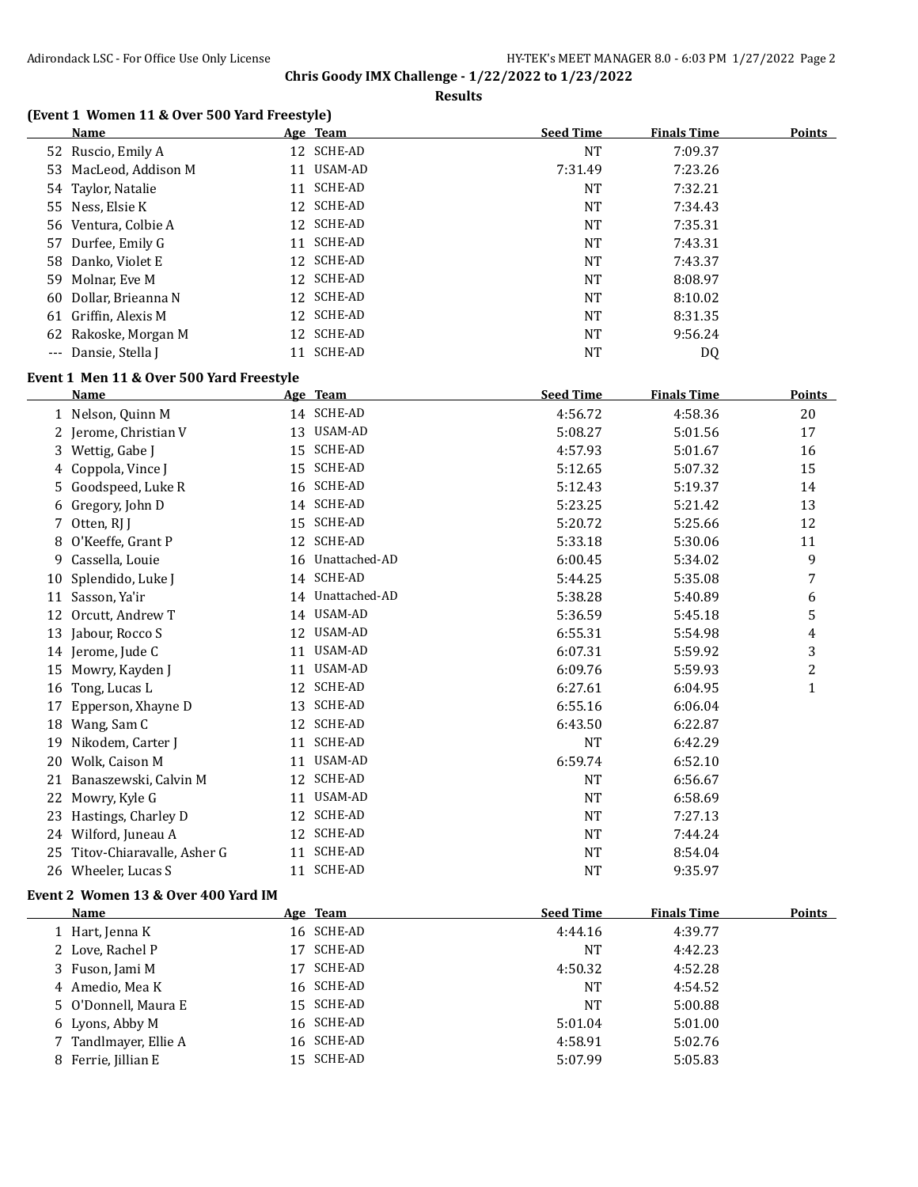## Chris Goody IMX Challenge - 1/22/2022 to 1/23/2022

### Results

### (Event 1 Women 11 & Over 500 Yard Freestyle)

| | Name | Age | Team | Seed Time | Finals Time | Points |
|---|---|---|---|---|---|---|
| 52 | Ruscio, Emily A | 12 | SCHE-AD | NT | 7:09.37 | |
| 53 | MacLeod, Addison M | 11 | USAM-AD | 7:31.49 | 7:23.26 | |
| 54 | Taylor, Natalie | 11 | SCHE-AD | NT | 7:32.21 | |
| 55 | Ness, Elsie K | 12 | SCHE-AD | NT | 7:34.43 | |
| 56 | Ventura, Colbie A | 12 | SCHE-AD | NT | 7:35.31 | |
| 57 | Durfee, Emily G | 11 | SCHE-AD | NT | 7:43.31 | |
| 58 | Danko, Violet E | 12 | SCHE-AD | NT | 7:43.37 | |
| 59 | Molnar, Eve M | 12 | SCHE-AD | NT | 8:08.97 | |
| 60 | Dollar, Brieanna N | 12 | SCHE-AD | NT | 8:10.02 | |
| 61 | Griffin, Alexis M | 12 | SCHE-AD | NT | 8:31.35 | |
| 62 | Rakoske, Morgan M | 12 | SCHE-AD | NT | 9:56.24 | |
| --- | Dansie, Stella J | 11 | SCHE-AD | NT | DQ | |

### Event 1 Men 11 & Over 500 Yard Freestyle

| | Name | Age | Team | Seed Time | Finals Time | Points |
|---|---|---|---|---|---|---|
| 1 | Nelson, Quinn M | 14 | SCHE-AD | 4:56.72 | 4:58.36 | 20 |
| 2 | Jerome, Christian V | 13 | USAM-AD | 5:08.27 | 5:01.56 | 17 |
| 3 | Wettig, Gabe J | 15 | SCHE-AD | 4:57.93 | 5:01.67 | 16 |
| 4 | Coppola, Vince J | 15 | SCHE-AD | 5:12.65 | 5:07.32 | 15 |
| 5 | Goodspeed, Luke R | 16 | SCHE-AD | 5:12.43 | 5:19.37 | 14 |
| 6 | Gregory, John D | 14 | SCHE-AD | 5:23.25 | 5:21.42 | 13 |
| 7 | Otten, RJ J | 15 | SCHE-AD | 5:20.72 | 5:25.66 | 12 |
| 8 | O'Keeffe, Grant P | 12 | SCHE-AD | 5:33.18 | 5:30.06 | 11 |
| 9 | Cassella, Louie | 16 | Unattached-AD | 6:00.45 | 5:34.02 | 9 |
| 10 | Splendido, Luke J | 14 | SCHE-AD | 5:44.25 | 5:35.08 | 7 |
| 11 | Sasson, Ya'ir | 14 | Unattached-AD | 5:38.28 | 5:40.89 | 6 |
| 12 | Orcutt, Andrew T | 14 | USAM-AD | 5:36.59 | 5:45.18 | 5 |
| 13 | Jabour, Rocco S | 12 | USAM-AD | 6:55.31 | 5:54.98 | 4 |
| 14 | Jerome, Jude C | 11 | USAM-AD | 6:07.31 | 5:59.92 | 3 |
| 15 | Mowry, Kayden J | 11 | USAM-AD | 6:09.76 | 5:59.93 | 2 |
| 16 | Tong, Lucas L | 12 | SCHE-AD | 6:27.61 | 6:04.95 | 1 |
| 17 | Epperson, Xhayne D | 13 | SCHE-AD | 6:55.16 | 6:06.04 | |
| 18 | Wang, Sam C | 12 | SCHE-AD | 6:43.50 | 6:22.87 | |
| 19 | Nikodem, Carter J | 11 | SCHE-AD | NT | 6:42.29 | |
| 20 | Wolk, Caison M | 11 | USAM-AD | 6:59.74 | 6:52.10 | |
| 21 | Banaszewski, Calvin M | 12 | SCHE-AD | NT | 6:56.67 | |
| 22 | Mowry, Kyle G | 11 | USAM-AD | NT | 6:58.69 | |
| 23 | Hastings, Charley D | 12 | SCHE-AD | NT | 7:27.13 | |
| 24 | Wilford, Juneau A | 12 | SCHE-AD | NT | 7:44.24 | |
| 25 | Titov-Chiaravalle, Asher G | 11 | SCHE-AD | NT | 8:54.04 | |
| 26 | Wheeler, Lucas S | 11 | SCHE-AD | NT | 9:35.97 | |

### Event 2 Women 13 & Over 400 Yard IM

| | Name | Age | Team | Seed Time | Finals Time | Points |
|---|---|---|---|---|---|---|
| 1 | Hart, Jenna K | 16 | SCHE-AD | 4:44.16 | 4:39.77 | |
| 2 | Love, Rachel P | 17 | SCHE-AD | NT | 4:42.23 | |
| 3 | Fuson, Jami M | 17 | SCHE-AD | 4:50.32 | 4:52.28 | |
| 4 | Amedio, Mea K | 16 | SCHE-AD | NT | 4:54.52 | |
| 5 | O'Donnell, Maura E | 15 | SCHE-AD | NT | 5:00.88 | |
| 6 | Lyons, Abby M | 16 | SCHE-AD | 5:01.04 | 5:01.00 | |
| 7 | Tandlmayer, Ellie A | 16 | SCHE-AD | 4:58.91 | 5:02.76 | |
| 8 | Ferrie, Jillian E | 15 | SCHE-AD | 5:07.99 | 5:05.83 | |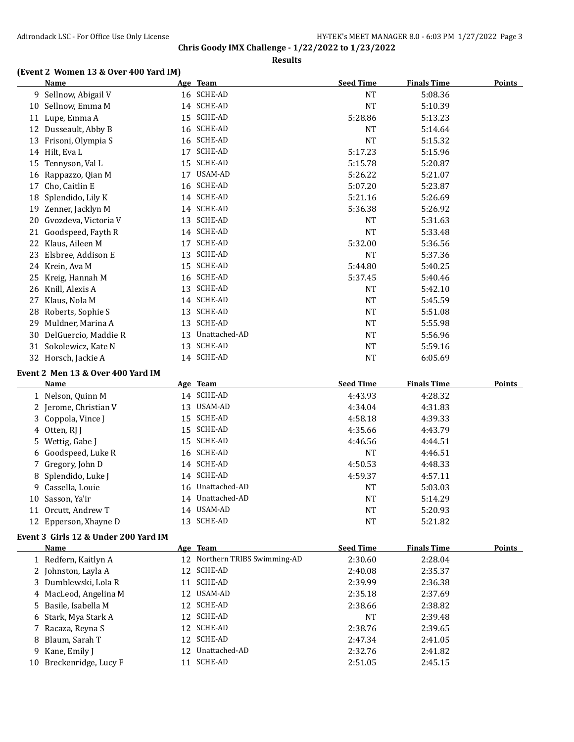## Chris Goody IMX Challenge - 1/22/2022 to 1/23/2022

### Results

### (Event 2 Women 13 & Over 400 Yard IM)

| | Name | Age | Team | Seed Time | Finals Time | Points |
|---|---|---|---|---|---|---|
| 9 | Sellnow, Abigail V | 16 | SCHE-AD | NT | 5:08.36 | |
| 10 | Sellnow, Emma M | 14 | SCHE-AD | NT | 5:10.39 | |
| 11 | Lupe, Emma A | 15 | SCHE-AD | 5:28.86 | 5:13.23 | |
| 12 | Dusseault, Abby B | 16 | SCHE-AD | NT | 5:14.64 | |
| 13 | Frisoni, Olympia S | 16 | SCHE-AD | NT | 5:15.32 | |
| 14 | Hilt, Eva L | 17 | SCHE-AD | 5:17.23 | 5:15.96 | |
| 15 | Tennyson, Val L | 15 | SCHE-AD | 5:15.78 | 5:20.87 | |
| 16 | Rappazzo, Qian M | 17 | USAM-AD | 5:26.22 | 5:21.07 | |
| 17 | Cho, Caitlin E | 16 | SCHE-AD | 5:07.20 | 5:23.87 | |
| 18 | Splendido, Lily K | 14 | SCHE-AD | 5:21.16 | 5:26.69 | |
| 19 | Zenner, Jacklyn M | 14 | SCHE-AD | 5:36.38 | 5:26.92 | |
| 20 | Gvozdeva, Victoria V | 13 | SCHE-AD | NT | 5:31.63 | |
| 21 | Goodspeed, Fayth R | 14 | SCHE-AD | NT | 5:33.48 | |
| 22 | Klaus, Aileen M | 17 | SCHE-AD | 5:32.00 | 5:36.56 | |
| 23 | Elsbree, Addison E | 13 | SCHE-AD | NT | 5:37.36 | |
| 24 | Krein, Ava M | 15 | SCHE-AD | 5:44.80 | 5:40.25 | |
| 25 | Kreig, Hannah M | 16 | SCHE-AD | 5:37.45 | 5:40.46 | |
| 26 | Knill, Alexis A | 13 | SCHE-AD | NT | 5:42.10 | |
| 27 | Klaus, Nola M | 14 | SCHE-AD | NT | 5:45.59 | |
| 28 | Roberts, Sophie S | 13 | SCHE-AD | NT | 5:51.08 | |
| 29 | Muldner, Marina A | 13 | SCHE-AD | NT | 5:55.98 | |
| 30 | DelGuercio, Maddie R | 13 | Unattached-AD | NT | 5:56.96 | |
| 31 | Sokolewicz, Kate N | 13 | SCHE-AD | NT | 5:59.16 | |
| 32 | Horsch, Jackie A | 14 | SCHE-AD | NT | 6:05.69 | |

### Event 2 Men 13 & Over 400 Yard IM

| | Name | Age | Team | Seed Time | Finals Time | Points |
|---|---|---|---|---|---|---|
| 1 | Nelson, Quinn M | 14 | SCHE-AD | 4:43.93 | 4:28.32 | |
| 2 | Jerome, Christian V | 13 | USAM-AD | 4:34.04 | 4:31.83 | |
| 3 | Coppola, Vince J | 15 | SCHE-AD | 4:58.18 | 4:39.33 | |
| 4 | Otten, RJ J | 15 | SCHE-AD | 4:35.66 | 4:43.79 | |
| 5 | Wettig, Gabe J | 15 | SCHE-AD | 4:46.56 | 4:44.51 | |
| 6 | Goodspeed, Luke R | 16 | SCHE-AD | NT | 4:46.51 | |
| 7 | Gregory, John D | 14 | SCHE-AD | 4:50.53 | 4:48.33 | |
| 8 | Splendido, Luke J | 14 | SCHE-AD | 4:59.37 | 4:57.11 | |
| 9 | Cassella, Louie | 16 | Unattached-AD | NT | 5:03.03 | |
| 10 | Sasson, Ya'ir | 14 | Unattached-AD | NT | 5:14.29 | |
| 11 | Orcutt, Andrew T | 14 | USAM-AD | NT | 5:20.93 | |
| 12 | Epperson, Xhayne D | 13 | SCHE-AD | NT | 5:21.82 | |

### Event 3 Girls 12 & Under 200 Yard IM

| | Name | Age | Team | Seed Time | Finals Time | Points |
|---|---|---|---|---|---|---|
| 1 | Redfern, Kaitlyn A | 12 | Northern TRIBS Swimming-AD | 2:30.60 | 2:28.04 | |
| 2 | Johnston, Layla A | 12 | SCHE-AD | 2:40.08 | 2:35.37 | |
| 3 | Dumblewski, Lola R | 11 | SCHE-AD | 2:39.99 | 2:36.38 | |
| 4 | MacLeod, Angelina M | 12 | USAM-AD | 2:35.18 | 2:37.69 | |
| 5 | Basile, Isabella M | 12 | SCHE-AD | 2:38.66 | 2:38.82 | |
| 6 | Stark, Mya Stark A | 12 | SCHE-AD | NT | 2:39.48 | |
| 7 | Racaza, Reyna S | 12 | SCHE-AD | 2:38.76 | 2:39.65 | |
| 8 | Blaum, Sarah T | 12 | SCHE-AD | 2:47.34 | 2:41.05 | |
| 9 | Kane, Emily J | 12 | Unattached-AD | 2:32.76 | 2:41.82 | |
| 10 | Breckenridge, Lucy F | 11 | SCHE-AD | 2:51.05 | 2:45.15 | |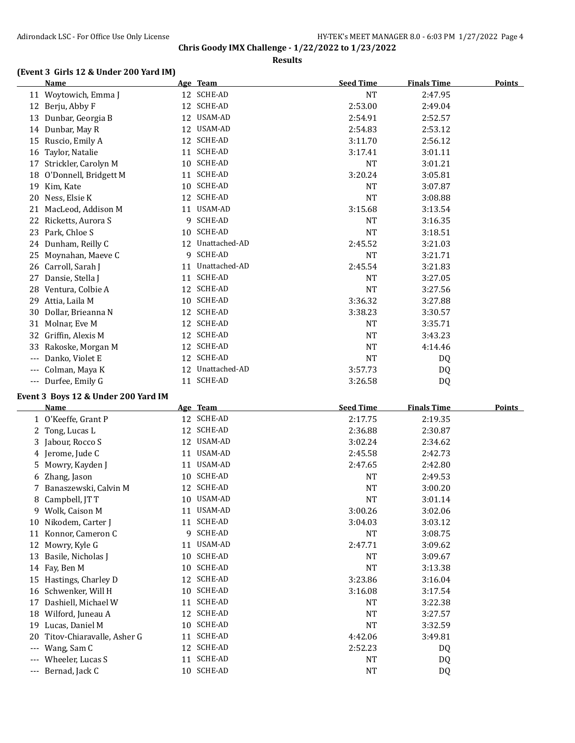**Chris Goody IMX Challenge - 1/22/2022 to 1/23/2022**

**Results**

### (Event 3 Girls 12 & Under 200 Yard IM)

| | Name | Age | Team | Seed Time | Finals Time | Points |
|---|---|---|---|---|---|---|
| 11 | Woytowich, Emma J | 12 | SCHE-AD | NT | 2:47.95 | |
| 12 | Berju, Abby F | 12 | SCHE-AD | 2:53.00 | 2:49.04 | |
| 13 | Dunbar, Georgia B | 12 | USAM-AD | 2:54.91 | 2:52.57 | |
| 14 | Dunbar, May R | 12 | USAM-AD | 2:54.83 | 2:53.12 | |
| 15 | Ruscio, Emily A | 12 | SCHE-AD | 3:11.70 | 2:56.12 | |
| 16 | Taylor, Natalie | 11 | SCHE-AD | 3:17.41 | 3:01.11 | |
| 17 | Strickler, Carolyn M | 10 | SCHE-AD | NT | 3:01.21 | |
| 18 | O'Donnell, Bridgett M | 11 | SCHE-AD | 3:20.24 | 3:05.81 | |
| 19 | Kim, Kate | 10 | SCHE-AD | NT | 3:07.87 | |
| 20 | Ness, Elsie K | 12 | SCHE-AD | NT | 3:08.88 | |
| 21 | MacLeod, Addison M | 11 | USAM-AD | 3:15.68 | 3:13.54 | |
| 22 | Ricketts, Aurora S | 9 | SCHE-AD | NT | 3:16.35 | |
| 23 | Park, Chloe S | 10 | SCHE-AD | NT | 3:18.51 | |
| 24 | Dunham, Reilly C | 12 | Unattached-AD | 2:45.52 | 3:21.03 | |
| 25 | Moynahan, Maeve C | 9 | SCHE-AD | NT | 3:21.71 | |
| 26 | Carroll, Sarah J | 11 | Unattached-AD | 2:45.54 | 3:21.83 | |
| 27 | Dansie, Stella J | 11 | SCHE-AD | NT | 3:27.05 | |
| 28 | Ventura, Colbie A | 12 | SCHE-AD | NT | 3:27.56 | |
| 29 | Attia, Laila M | 10 | SCHE-AD | 3:36.32 | 3:27.88 | |
| 30 | Dollar, Brieanna N | 12 | SCHE-AD | 3:38.23 | 3:30.57 | |
| 31 | Molnar, Eve M | 12 | SCHE-AD | NT | 3:35.71 | |
| 32 | Griffin, Alexis M | 12 | SCHE-AD | NT | 3:43.23 | |
| 33 | Rakoske, Morgan M | 12 | SCHE-AD | NT | 4:14.46 | |
| --- | Danko, Violet E | 12 | SCHE-AD | NT | DQ | |
| --- | Colman, Maya K | 12 | Unattached-AD | 3:57.73 | DQ | |
| --- | Durfee, Emily G | 11 | SCHE-AD | 3:26.58 | DQ | |

### Event 3 Boys 12 & Under 200 Yard IM

| | Name | Age | Team | Seed Time | Finals Time | Points |
|---|---|---|---|---|---|---|
| 1 | O'Keeffe, Grant P | 12 | SCHE-AD | 2:17.75 | 2:19.35 | |
| 2 | Tong, Lucas L | 12 | SCHE-AD | 2:36.88 | 2:30.87 | |
| 3 | Jabour, Rocco S | 12 | USAM-AD | 3:02.24 | 2:34.62 | |
| 4 | Jerome, Jude C | 11 | USAM-AD | 2:45.58 | 2:42.73 | |
| 5 | Mowry, Kayden J | 11 | USAM-AD | 2:47.65 | 2:42.80 | |
| 6 | Zhang, Jason | 10 | SCHE-AD | NT | 2:49.53 | |
| 7 | Banaszewski, Calvin M | 12 | SCHE-AD | NT | 3:00.20 | |
| 8 | Campbell, JT T | 10 | USAM-AD | NT | 3:01.14 | |
| 9 | Wolk, Caison M | 11 | USAM-AD | 3:00.26 | 3:02.06 | |
| 10 | Nikodem, Carter J | 11 | SCHE-AD | 3:04.03 | 3:03.12 | |
| 11 | Konnor, Cameron C | 9 | SCHE-AD | NT | 3:08.75 | |
| 12 | Mowry, Kyle G | 11 | USAM-AD | 2:47.71 | 3:09.62 | |
| 13 | Basile, Nicholas J | 10 | SCHE-AD | NT | 3:09.67 | |
| 14 | Fay, Ben M | 10 | SCHE-AD | NT | 3:13.38 | |
| 15 | Hastings, Charley D | 12 | SCHE-AD | 3:23.86 | 3:16.04 | |
| 16 | Schwenker, Will H | 10 | SCHE-AD | 3:16.08 | 3:17.54 | |
| 17 | Dashiell, Michael W | 11 | SCHE-AD | NT | 3:22.38 | |
| 18 | Wilford, Juneau A | 12 | SCHE-AD | NT | 3:27.57 | |
| 19 | Lucas, Daniel M | 10 | SCHE-AD | NT | 3:32.59 | |
| 20 | Titov-Chiaravalle, Asher G | 11 | SCHE-AD | 4:42.06 | 3:49.81 | |
| --- | Wang, Sam C | 12 | SCHE-AD | 2:52.23 | DQ | |
| --- | Wheeler, Lucas S | 11 | SCHE-AD | NT | DQ | |
| --- | Bernad, Jack C | 10 | SCHE-AD | NT | DQ | |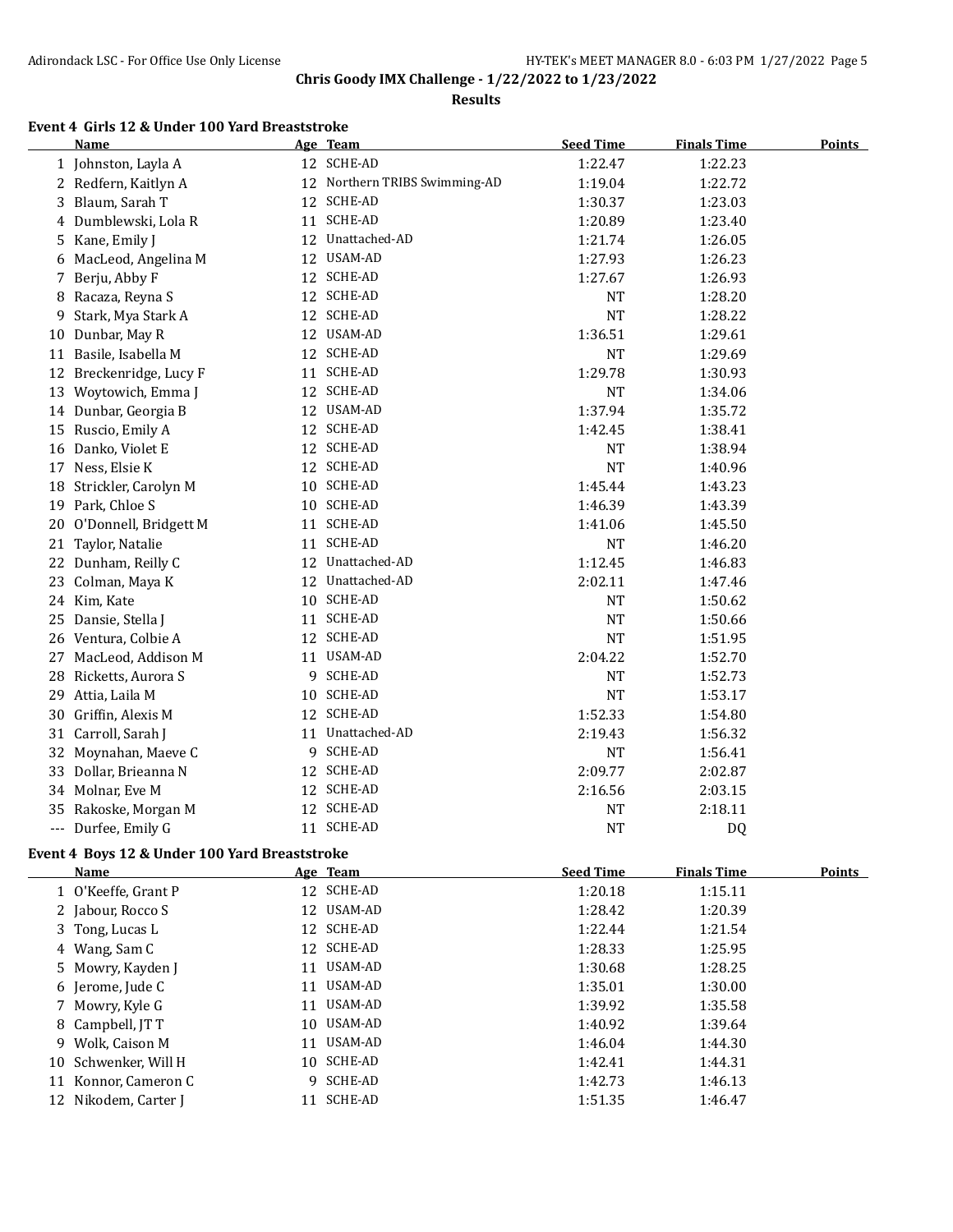## Chris Goody IMX Challenge - 1/22/2022 to 1/23/2022

### Results

**Event 4 Girls 12 & Under 100 Yard Breaststroke**

| | Name | Age | Team | Seed Time | Finals Time | Points |
|---|---|---|---|---|---|---|
| 1 | Johnston, Layla A | 12 | SCHE-AD | 1:22.47 | 1:22.23 | |
| 2 | Redfern, Kaitlyn A | 12 | Northern TRIBS Swimming-AD | 1:19.04 | 1:22.72 | |
| 3 | Blaum, Sarah T | 12 | SCHE-AD | 1:30.37 | 1:23.03 | |
| 4 | Dumblewski, Lola R | 11 | SCHE-AD | 1:20.89 | 1:23.40 | |
| 5 | Kane, Emily J | 12 | Unattached-AD | 1:21.74 | 1:26.05 | |
| 6 | MacLeod, Angelina M | 12 | USAM-AD | 1:27.93 | 1:26.23 | |
| 7 | Berju, Abby F | 12 | SCHE-AD | 1:27.67 | 1:26.93 | |
| 8 | Racaza, Reyna S | 12 | SCHE-AD | NT | 1:28.20 | |
| 9 | Stark, Mya Stark A | 12 | SCHE-AD | NT | 1:28.22 | |
| 10 | Dunbar, May R | 12 | USAM-AD | 1:36.51 | 1:29.61 | |
| 11 | Basile, Isabella M | 12 | SCHE-AD | NT | 1:29.69 | |
| 12 | Breckenridge, Lucy F | 11 | SCHE-AD | 1:29.78 | 1:30.93 | |
| 13 | Woytowich, Emma J | 12 | SCHE-AD | NT | 1:34.06 | |
| 14 | Dunbar, Georgia B | 12 | USAM-AD | 1:37.94 | 1:35.72 | |
| 15 | Ruscio, Emily A | 12 | SCHE-AD | 1:42.45 | 1:38.41 | |
| 16 | Danko, Violet E | 12 | SCHE-AD | NT | 1:38.94 | |
| 17 | Ness, Elsie K | 12 | SCHE-AD | NT | 1:40.96 | |
| 18 | Strickler, Carolyn M | 10 | SCHE-AD | 1:45.44 | 1:43.23 | |
| 19 | Park, Chloe S | 10 | SCHE-AD | 1:46.39 | 1:43.39 | |
| 20 | O'Donnell, Bridgett M | 11 | SCHE-AD | 1:41.06 | 1:45.50 | |
| 21 | Taylor, Natalie | 11 | SCHE-AD | NT | 1:46.20 | |
| 22 | Dunham, Reilly C | 12 | Unattached-AD | 1:12.45 | 1:46.83 | |
| 23 | Colman, Maya K | 12 | Unattached-AD | 2:02.11 | 1:47.46 | |
| 24 | Kim, Kate | 10 | SCHE-AD | NT | 1:50.62 | |
| 25 | Dansie, Stella J | 11 | SCHE-AD | NT | 1:50.66 | |
| 26 | Ventura, Colbie A | 12 | SCHE-AD | NT | 1:51.95 | |
| 27 | MacLeod, Addison M | 11 | USAM-AD | 2:04.22 | 1:52.70 | |
| 28 | Ricketts, Aurora S | 9 | SCHE-AD | NT | 1:52.73 | |
| 29 | Attia, Laila M | 10 | SCHE-AD | NT | 1:53.17 | |
| 30 | Griffin, Alexis M | 12 | SCHE-AD | 1:52.33 | 1:54.80 | |
| 31 | Carroll, Sarah J | 11 | Unattached-AD | 2:19.43 | 1:56.32 | |
| 32 | Moynahan, Maeve C | 9 | SCHE-AD | NT | 1:56.41 | |
| 33 | Dollar, Brieanna N | 12 | SCHE-AD | 2:09.77 | 2:02.87 | |
| 34 | Molnar, Eve M | 12 | SCHE-AD | 2:16.56 | 2:03.15 | |
| 35 | Rakoske, Morgan M | 12 | SCHE-AD | NT | 2:18.11 | |
| --- | Durfee, Emily G | 11 | SCHE-AD | NT | DQ | |

**Event 4 Boys 12 & Under 100 Yard Breaststroke**

| | Name | Age | Team | Seed Time | Finals Time | Points |
|---|---|---|---|---|---|---|
| 1 | O'Keeffe, Grant P | 12 | SCHE-AD | 1:20.18 | 1:15.11 | |
| 2 | Jabour, Rocco S | 12 | USAM-AD | 1:28.42 | 1:20.39 | |
| 3 | Tong, Lucas L | 12 | SCHE-AD | 1:22.44 | 1:21.54 | |
| 4 | Wang, Sam C | 12 | SCHE-AD | 1:28.33 | 1:25.95 | |
| 5 | Mowry, Kayden J | 11 | USAM-AD | 1:30.68 | 1:28.25 | |
| 6 | Jerome, Jude C | 11 | USAM-AD | 1:35.01 | 1:30.00 | |
| 7 | Mowry, Kyle G | 11 | USAM-AD | 1:39.92 | 1:35.58 | |
| 8 | Campbell, JT T | 10 | USAM-AD | 1:40.92 | 1:39.64 | |
| 9 | Wolk, Caison M | 11 | USAM-AD | 1:46.04 | 1:44.30 | |
| 10 | Schwenker, Will H | 10 | SCHE-AD | 1:42.41 | 1:44.31 | |
| 11 | Konnor, Cameron C | 9 | SCHE-AD | 1:42.73 | 1:46.13 | |
| 12 | Nikodem, Carter J | 11 | SCHE-AD | 1:51.35 | 1:46.47 | |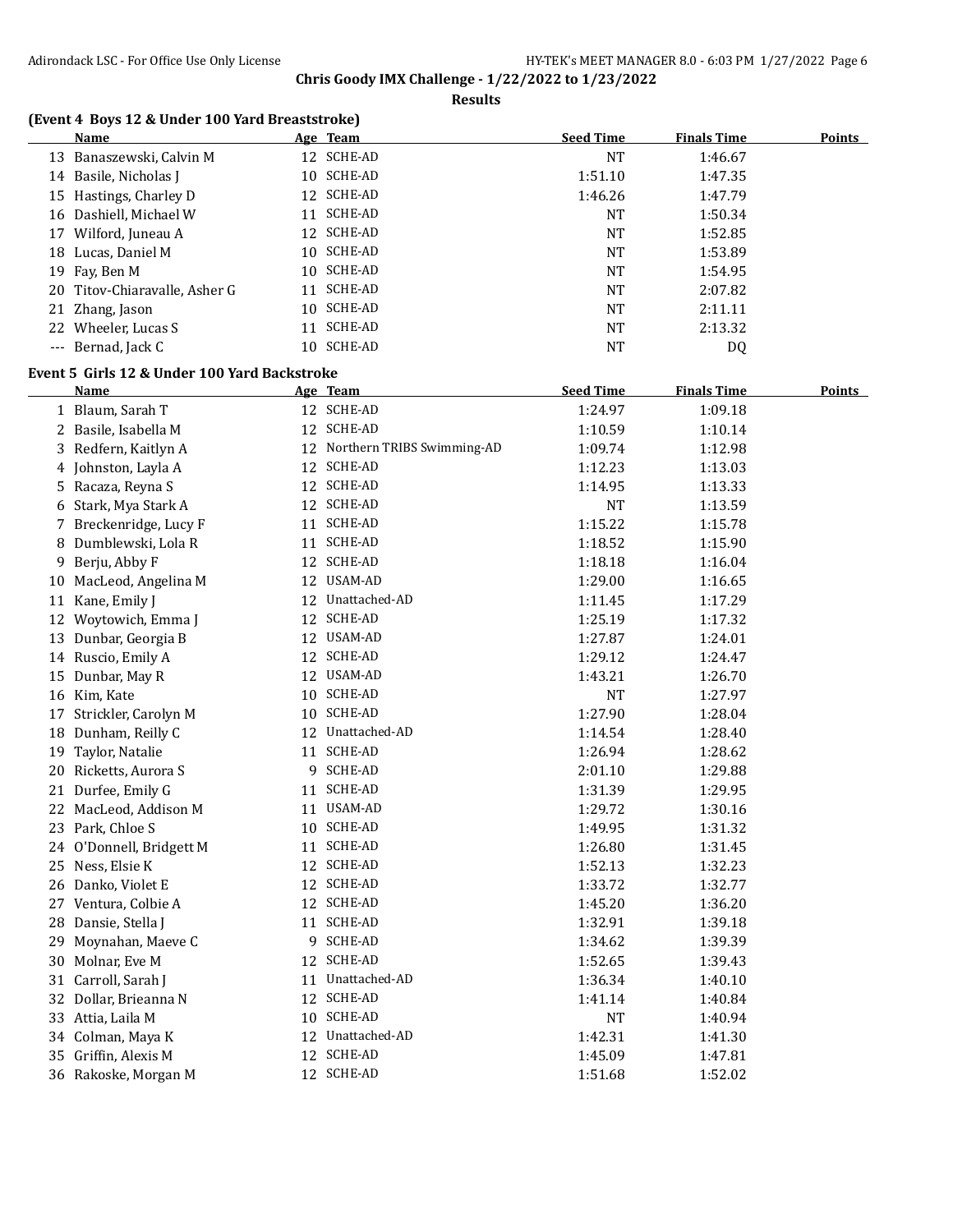## Chris Goody IMX Challenge - 1/22/2022 to 1/23/2022

### Results

### (Event 4 Boys 12 & Under 100 Yard Breaststroke)

| | Name | Age | Team | Seed Time | Finals Time | Points |
|---|---|---|---|---|---|---|
| 13 | Banaszewski, Calvin M | 12 | SCHE-AD | NT | 1:46.67 | |
| 14 | Basile, Nicholas J | 10 | SCHE-AD | 1:51.10 | 1:47.35 | |
| 15 | Hastings, Charley D | 12 | SCHE-AD | 1:46.26 | 1:47.79 | |
| 16 | Dashiell, Michael W | 11 | SCHE-AD | NT | 1:50.34 | |
| 17 | Wilford, Juneau A | 12 | SCHE-AD | NT | 1:52.85 | |
| 18 | Lucas, Daniel M | 10 | SCHE-AD | NT | 1:53.89 | |
| 19 | Fay, Ben M | 10 | SCHE-AD | NT | 1:54.95 | |
| 20 | Titov-Chiaravalle, Asher G | 11 | SCHE-AD | NT | 2:07.82 | |
| 21 | Zhang, Jason | 10 | SCHE-AD | NT | 2:11.11 | |
| 22 | Wheeler, Lucas S | 11 | SCHE-AD | NT | 2:13.32 | |
| --- | Bernad, Jack C | 10 | SCHE-AD | NT | DQ | |

### Event 5 Girls 12 & Under 100 Yard Backstroke

| | Name | Age | Team | Seed Time | Finals Time | Points |
|---|---|---|---|---|---|---|
| 1 | Blaum, Sarah T | 12 | SCHE-AD | 1:24.97 | 1:09.18 | |
| 2 | Basile, Isabella M | 12 | SCHE-AD | 1:10.59 | 1:10.14 | |
| 3 | Redfern, Kaitlyn A | 12 | Northern TRIBS Swimming-AD | 1:09.74 | 1:12.98 | |
| 4 | Johnston, Layla A | 12 | SCHE-AD | 1:12.23 | 1:13.03 | |
| 5 | Racaza, Reyna S | 12 | SCHE-AD | 1:14.95 | 1:13.33 | |
| 6 | Stark, Mya Stark A | 12 | SCHE-AD | NT | 1:13.59 | |
| 7 | Breckenridge, Lucy F | 11 | SCHE-AD | 1:15.22 | 1:15.78 | |
| 8 | Dumblewski, Lola R | 11 | SCHE-AD | 1:18.52 | 1:15.90 | |
| 9 | Berju, Abby F | 12 | SCHE-AD | 1:18.18 | 1:16.04 | |
| 10 | MacLeod, Angelina M | 12 | USAM-AD | 1:29.00 | 1:16.65 | |
| 11 | Kane, Emily J | 12 | Unattached-AD | 1:11.45 | 1:17.29 | |
| 12 | Woytowich, Emma J | 12 | SCHE-AD | 1:25.19 | 1:17.32 | |
| 13 | Dunbar, Georgia B | 12 | USAM-AD | 1:27.87 | 1:24.01 | |
| 14 | Ruscio, Emily A | 12 | SCHE-AD | 1:29.12 | 1:24.47 | |
| 15 | Dunbar, May R | 12 | USAM-AD | 1:43.21 | 1:26.70 | |
| 16 | Kim, Kate | 10 | SCHE-AD | NT | 1:27.97 | |
| 17 | Strickler, Carolyn M | 10 | SCHE-AD | 1:27.90 | 1:28.04 | |
| 18 | Dunham, Reilly C | 12 | Unattached-AD | 1:14.54 | 1:28.40 | |
| 19 | Taylor, Natalie | 11 | SCHE-AD | 1:26.94 | 1:28.62 | |
| 20 | Ricketts, Aurora S | 9 | SCHE-AD | 2:01.10 | 1:29.88 | |
| 21 | Durfee, Emily G | 11 | SCHE-AD | 1:31.39 | 1:29.95 | |
| 22 | MacLeod, Addison M | 11 | USAM-AD | 1:29.72 | 1:30.16 | |
| 23 | Park, Chloe S | 10 | SCHE-AD | 1:49.95 | 1:31.32 | |
| 24 | O'Donnell, Bridgett M | 11 | SCHE-AD | 1:26.80 | 1:31.45 | |
| 25 | Ness, Elsie K | 12 | SCHE-AD | 1:52.13 | 1:32.23 | |
| 26 | Danko, Violet E | 12 | SCHE-AD | 1:33.72 | 1:32.77 | |
| 27 | Ventura, Colbie A | 12 | SCHE-AD | 1:45.20 | 1:36.20 | |
| 28 | Dansie, Stella J | 11 | SCHE-AD | 1:32.91 | 1:39.18 | |
| 29 | Moynahan, Maeve C | 9 | SCHE-AD | 1:34.62 | 1:39.39 | |
| 30 | Molnar, Eve M | 12 | SCHE-AD | 1:52.65 | 1:39.43 | |
| 31 | Carroll, Sarah J | 11 | Unattached-AD | 1:36.34 | 1:40.10 | |
| 32 | Dollar, Brieanna N | 12 | SCHE-AD | 1:41.14 | 1:40.84 | |
| 33 | Attia, Laila M | 10 | SCHE-AD | NT | 1:40.94 | |
| 34 | Colman, Maya K | 12 | Unattached-AD | 1:42.31 | 1:41.30 | |
| 35 | Griffin, Alexis M | 12 | SCHE-AD | 1:45.09 | 1:47.81 | |
| 36 | Rakoske, Morgan M | 12 | SCHE-AD | 1:51.68 | 1:52.02 | |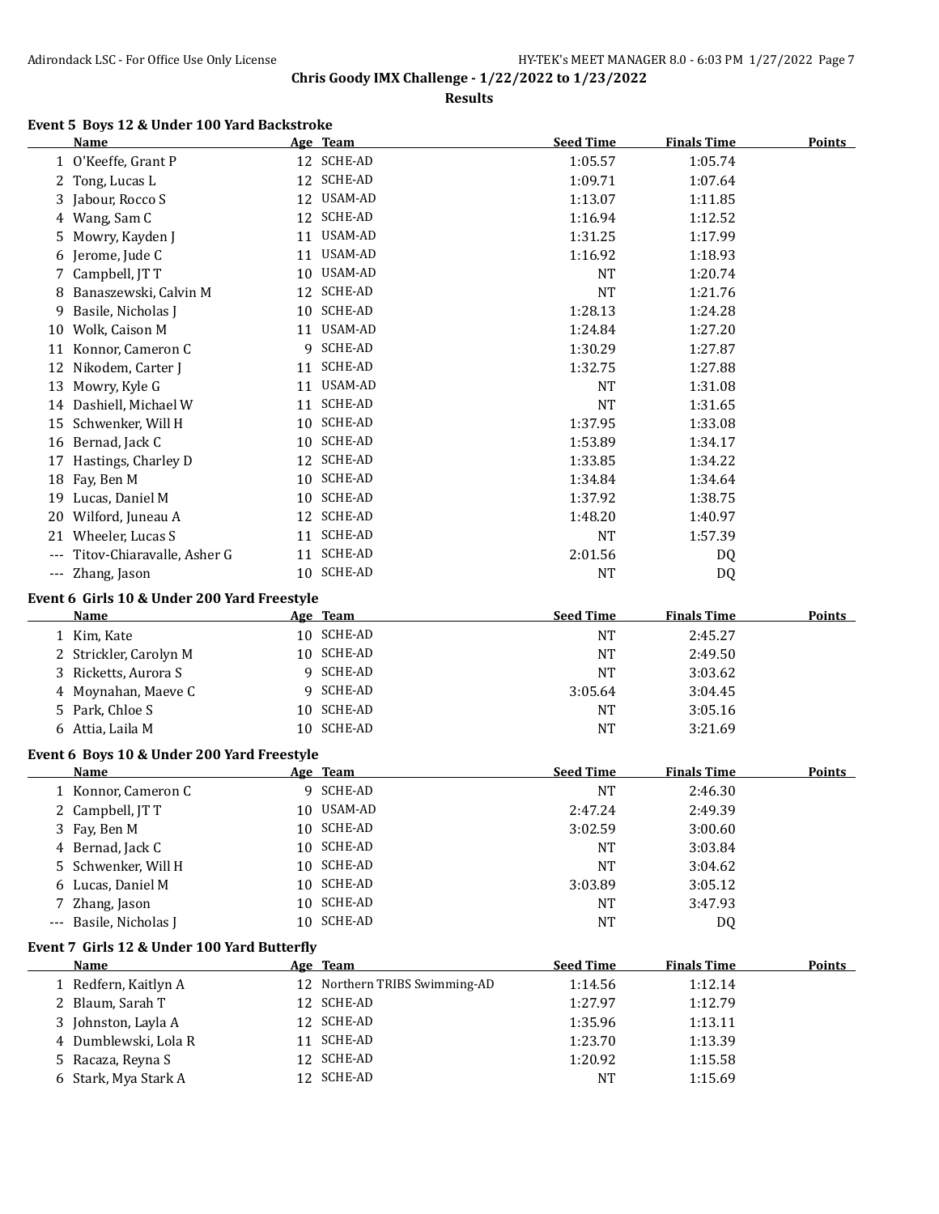## Chris Goody IMX Challenge - 1/22/2022 to 1/23/2022

### Results

#### Event 5 Boys 12 & Under 100 Yard Backstroke

| | Name | Age | Team | Seed Time | Finals Time | Points |
|---|---|---|---|---|---|---|
| 1 | O'Keeffe, Grant P | 12 | SCHE-AD | 1:05.57 | 1:05.74 | |
| 2 | Tong, Lucas L | 12 | SCHE-AD | 1:09.71 | 1:07.64 | |
| 3 | Jabour, Rocco S | 12 | USAM-AD | 1:13.07 | 1:11.85 | |
| 4 | Wang, Sam C | 12 | SCHE-AD | 1:16.94 | 1:12.52 | |
| 5 | Mowry, Kayden J | 11 | USAM-AD | 1:31.25 | 1:17.99 | |
| 6 | Jerome, Jude C | 11 | USAM-AD | 1:16.92 | 1:18.93 | |
| 7 | Campbell, JT T | 10 | USAM-AD | NT | 1:20.74 | |
| 8 | Banaszewski, Calvin M | 12 | SCHE-AD | NT | 1:21.76 | |
| 9 | Basile, Nicholas J | 10 | SCHE-AD | 1:28.13 | 1:24.28 | |
| 10 | Wolk, Caison M | 11 | USAM-AD | 1:24.84 | 1:27.20 | |
| 11 | Konnor, Cameron C | 9 | SCHE-AD | 1:30.29 | 1:27.87 | |
| 12 | Nikodem, Carter J | 11 | SCHE-AD | 1:32.75 | 1:27.88 | |
| 13 | Mowry, Kyle G | 11 | USAM-AD | NT | 1:31.08 | |
| 14 | Dashiell, Michael W | 11 | SCHE-AD | NT | 1:31.65 | |
| 15 | Schwenker, Will H | 10 | SCHE-AD | 1:37.95 | 1:33.08 | |
| 16 | Bernad, Jack C | 10 | SCHE-AD | 1:53.89 | 1:34.17 | |
| 17 | Hastings, Charley D | 12 | SCHE-AD | 1:33.85 | 1:34.22 | |
| 18 | Fay, Ben M | 10 | SCHE-AD | 1:34.84 | 1:34.64 | |
| 19 | Lucas, Daniel M | 10 | SCHE-AD | 1:37.92 | 1:38.75 | |
| 20 | Wilford, Juneau A | 12 | SCHE-AD | 1:48.20 | 1:40.97 | |
| 21 | Wheeler, Lucas S | 11 | SCHE-AD | NT | 1:57.39 | |
| --- | Titov-Chiaravalle, Asher G | 11 | SCHE-AD | 2:01.56 | DQ | |
| --- | Zhang, Jason | 10 | SCHE-AD | NT | DQ | |

#### Event 6 Girls 10 & Under 200 Yard Freestyle

| | Name | Age | Team | Seed Time | Finals Time | Points |
|---|---|---|---|---|---|---|
| 1 | Kim, Kate | 10 | SCHE-AD | NT | 2:45.27 | |
| 2 | Strickler, Carolyn M | 10 | SCHE-AD | NT | 2:49.50 | |
| 3 | Ricketts, Aurora S | 9 | SCHE-AD | NT | 3:03.62 | |
| 4 | Moynahan, Maeve C | 9 | SCHE-AD | 3:05.64 | 3:04.45 | |
| 5 | Park, Chloe S | 10 | SCHE-AD | NT | 3:05.16 | |
| 6 | Attia, Laila M | 10 | SCHE-AD | NT | 3:21.69 | |

#### Event 6 Boys 10 & Under 200 Yard Freestyle

| | Name | Age | Team | Seed Time | Finals Time | Points |
|---|---|---|---|---|---|---|
| 1 | Konnor, Cameron C | 9 | SCHE-AD | NT | 2:46.30 | |
| 2 | Campbell, JT T | 10 | USAM-AD | 2:47.24 | 2:49.39 | |
| 3 | Fay, Ben M | 10 | SCHE-AD | 3:02.59 | 3:00.60 | |
| 4 | Bernad, Jack C | 10 | SCHE-AD | NT | 3:03.84 | |
| 5 | Schwenker, Will H | 10 | SCHE-AD | NT | 3:04.62 | |
| 6 | Lucas, Daniel M | 10 | SCHE-AD | 3:03.89 | 3:05.12 | |
| 7 | Zhang, Jason | 10 | SCHE-AD | NT | 3:47.93 | |
| --- | Basile, Nicholas J | 10 | SCHE-AD | NT | DQ | |

#### Event 7 Girls 12 & Under 100 Yard Butterfly

| | Name | Age | Team | Seed Time | Finals Time | Points |
|---|---|---|---|---|---|---|
| 1 | Redfern, Kaitlyn A | 12 | Northern TRIBS Swimming-AD | 1:14.56 | 1:12.14 | |
| 2 | Blaum, Sarah T | 12 | SCHE-AD | 1:27.97 | 1:12.79 | |
| 3 | Johnston, Layla A | 12 | SCHE-AD | 1:35.96 | 1:13.11 | |
| 4 | Dumblewski, Lola R | 11 | SCHE-AD | 1:23.70 | 1:13.39 | |
| 5 | Racaza, Reyna S | 12 | SCHE-AD | 1:20.92 | 1:15.58 | |
| 6 | Stark, Mya Stark A | 12 | SCHE-AD | NT | 1:15.69 | |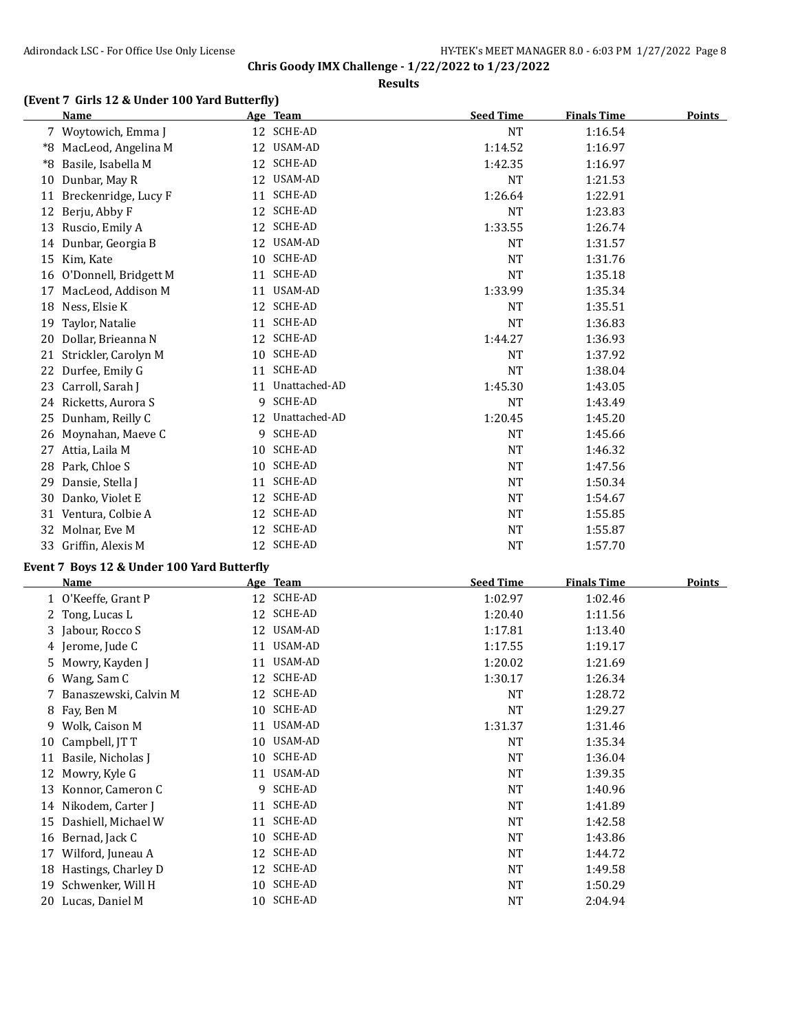**Chris Goody IMX Challenge - 1/22/2022 to 1/23/2022**

**Results**

### (Event 7 Girls 12 & Under 100 Yard Butterfly)

| | Name | Age | Team | Seed Time | Finals Time | Points |
|---|---|---|---|---|---|---|
| 7 | Woytowich, Emma J | 12 | SCHE-AD | NT | 1:16.54 | |
| *8 | MacLeod, Angelina M | 12 | USAM-AD | 1:14.52 | 1:16.97 | |
| *8 | Basile, Isabella M | 12 | SCHE-AD | 1:42.35 | 1:16.97 | |
| 10 | Dunbar, May R | 12 | USAM-AD | NT | 1:21.53 | |
| 11 | Breckenridge, Lucy F | 11 | SCHE-AD | 1:26.64 | 1:22.91 | |
| 12 | Berju, Abby F | 12 | SCHE-AD | NT | 1:23.83 | |
| 13 | Ruscio, Emily A | 12 | SCHE-AD | 1:33.55 | 1:26.74 | |
| 14 | Dunbar, Georgia B | 12 | USAM-AD | NT | 1:31.57 | |
| 15 | Kim, Kate | 10 | SCHE-AD | NT | 1:31.76 | |
| 16 | O'Donnell, Bridgett M | 11 | SCHE-AD | NT | 1:35.18 | |
| 17 | MacLeod, Addison M | 11 | USAM-AD | 1:33.99 | 1:35.34 | |
| 18 | Ness, Elsie K | 12 | SCHE-AD | NT | 1:35.51 | |
| 19 | Taylor, Natalie | 11 | SCHE-AD | NT | 1:36.83 | |
| 20 | Dollar, Brieanna N | 12 | SCHE-AD | 1:44.27 | 1:36.93 | |
| 21 | Strickler, Carolyn M | 10 | SCHE-AD | NT | 1:37.92 | |
| 22 | Durfee, Emily G | 11 | SCHE-AD | NT | 1:38.04 | |
| 23 | Carroll, Sarah J | 11 | Unattached-AD | 1:45.30 | 1:43.05 | |
| 24 | Ricketts, Aurora S | 9 | SCHE-AD | NT | 1:43.49 | |
| 25 | Dunham, Reilly C | 12 | Unattached-AD | 1:20.45 | 1:45.20 | |
| 26 | Moynahan, Maeve C | 9 | SCHE-AD | NT | 1:45.66 | |
| 27 | Attia, Laila M | 10 | SCHE-AD | NT | 1:46.32 | |
| 28 | Park, Chloe S | 10 | SCHE-AD | NT | 1:47.56 | |
| 29 | Dansie, Stella J | 11 | SCHE-AD | NT | 1:50.34 | |
| 30 | Danko, Violet E | 12 | SCHE-AD | NT | 1:54.67 | |
| 31 | Ventura, Colbie A | 12 | SCHE-AD | NT | 1:55.85 | |
| 32 | Molnar, Eve M | 12 | SCHE-AD | NT | 1:55.87 | |
| 33 | Griffin, Alexis M | 12 | SCHE-AD | NT | 1:57.70 | |

### Event 7 Boys 12 & Under 100 Yard Butterfly

| | Name | Age | Team | Seed Time | Finals Time | Points |
|---|---|---|---|---|---|---|
| 1 | O'Keeffe, Grant P | 12 | SCHE-AD | 1:02.97 | 1:02.46 | |
| 2 | Tong, Lucas L | 12 | SCHE-AD | 1:20.40 | 1:11.56 | |
| 3 | Jabour, Rocco S | 12 | USAM-AD | 1:17.81 | 1:13.40 | |
| 4 | Jerome, Jude C | 11 | USAM-AD | 1:17.55 | 1:19.17 | |
| 5 | Mowry, Kayden J | 11 | USAM-AD | 1:20.02 | 1:21.69 | |
| 6 | Wang, Sam C | 12 | SCHE-AD | 1:30.17 | 1:26.34 | |
| 7 | Banaszewski, Calvin M | 12 | SCHE-AD | NT | 1:28.72 | |
| 8 | Fay, Ben M | 10 | SCHE-AD | NT | 1:29.27 | |
| 9 | Wolk, Caison M | 11 | USAM-AD | 1:31.37 | 1:31.46 | |
| 10 | Campbell, JT T | 10 | USAM-AD | NT | 1:35.34 | |
| 11 | Basile, Nicholas J | 10 | SCHE-AD | NT | 1:36.04 | |
| 12 | Mowry, Kyle G | 11 | USAM-AD | NT | 1:39.35 | |
| 13 | Konnor, Cameron C | 9 | SCHE-AD | NT | 1:40.96 | |
| 14 | Nikodem, Carter J | 11 | SCHE-AD | NT | 1:41.89 | |
| 15 | Dashiell, Michael W | 11 | SCHE-AD | NT | 1:42.58 | |
| 16 | Bernad, Jack C | 10 | SCHE-AD | NT | 1:43.86 | |
| 17 | Wilford, Juneau A | 12 | SCHE-AD | NT | 1:44.72 | |
| 18 | Hastings, Charley D | 12 | SCHE-AD | NT | 1:49.58 | |
| 19 | Schwenker, Will H | 10 | SCHE-AD | NT | 1:50.29 | |
| 20 | Lucas, Daniel M | 10 | SCHE-AD | NT | 2:04.94 | |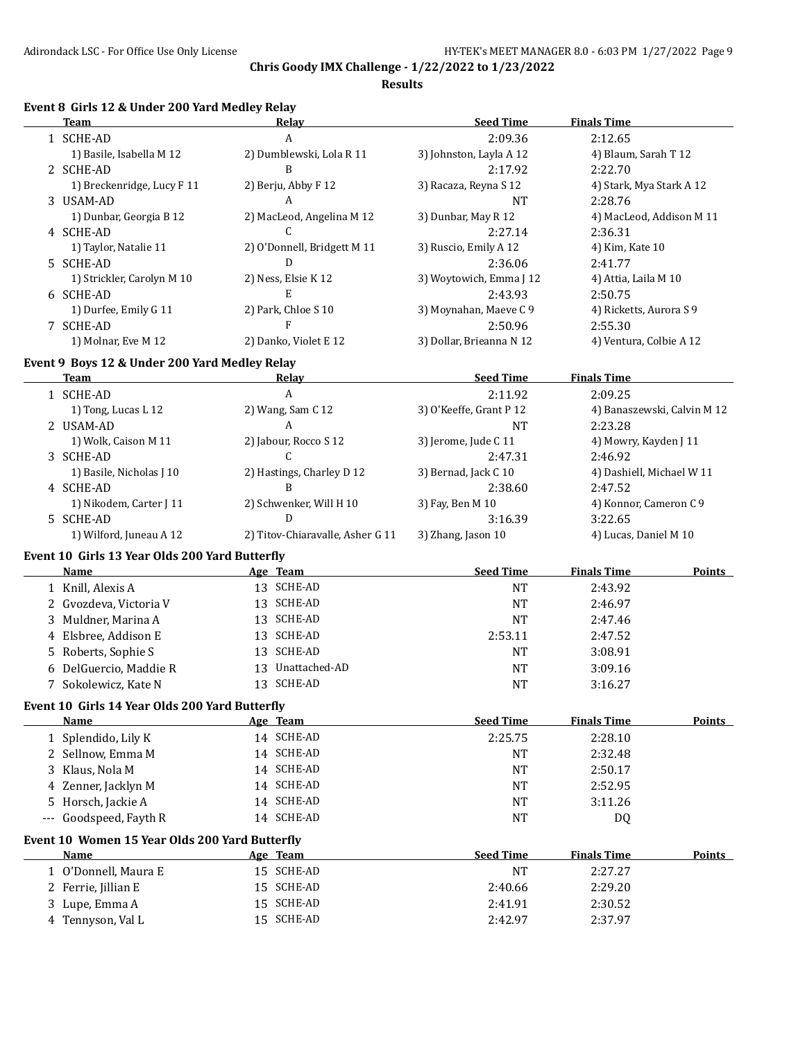## Chris Goody IMX Challenge - 1/22/2022 to 1/23/2022

**Results**

### Event 8 Girls 12 & Under 200 Yard Medley Relay

| | Team | Relay | Seed Time | Finals Time |
|---|---|---|---|---|
| 1 | SCHE-AD | A | 2:09.36 | 2:12.65 |
| | 1) Basile, Isabella M 12 | 2) Dumblewski, Lola R 11 | 3) Johnston, Layla A 12 | 4) Blaum, Sarah T 12 |
| 2 | SCHE-AD | B | 2:17.92 | 2:22.70 |
| | 1) Breckenridge, Lucy F 11 | 2) Berju, Abby F 12 | 3) Racaza, Reyna S 12 | 4) Stark, Mya Stark A 12 |
| 3 | USAM-AD | A | NT | 2:28.76 |
| | 1) Dunbar, Georgia B 12 | 2) MacLeod, Angelina M 12 | 3) Dunbar, May R 12 | 4) MacLeod, Addison M 11 |
| 4 | SCHE-AD | C | 2:27.14 | 2:36.31 |
| | 1) Taylor, Natalie 11 | 2) O'Donnell, Bridgett M 11 | 3) Ruscio, Emily A 12 | 4) Kim, Kate 10 |
| 5 | SCHE-AD | D | 2:36.06 | 2:41.77 |
| | 1) Strickler, Carolyn M 10 | 2) Ness, Elsie K 12 | 3) Woytowich, Emma J 12 | 4) Attia, Laila M 10 |
| 6 | SCHE-AD | E | 2:43.93 | 2:50.75 |
| | 1) Durfee, Emily G 11 | 2) Park, Chloe S 10 | 3) Moynahan, Maeve C 9 | 4) Ricketts, Aurora S 9 |
| 7 | SCHE-AD | F | 2:50.96 | 2:55.30 |
| | 1) Molnar, Eve M 12 | 2) Danko, Violet E 12 | 3) Dollar, Brieanna N 12 | 4) Ventura, Colbie A 12 |

### Event 9 Boys 12 & Under 200 Yard Medley Relay

| | Team | Relay | Seed Time | Finals Time |
|---|---|---|---|---|
| 1 | SCHE-AD | A | 2:11.92 | 2:09.25 |
| | 1) Tong, Lucas L 12 | 2) Wang, Sam C 12 | 3) O'Keeffe, Grant P 12 | 4) Banaszewski, Calvin M 12 |
| 2 | USAM-AD | A | NT | 2:23.28 |
| | 1) Wolk, Caison M 11 | 2) Jabour, Rocco S 12 | 3) Jerome, Jude C 11 | 4) Mowry, Kayden J 11 |
| 3 | SCHE-AD | C | 2:47.31 | 2:46.92 |
| | 1) Basile, Nicholas J 10 | 2) Hastings, Charley D 12 | 3) Bernad, Jack C 10 | 4) Dashiell, Michael W 11 |
| 4 | SCHE-AD | B | 2:38.60 | 2:47.52 |
| | 1) Nikodem, Carter J 11 | 2) Schwenker, Will H 10 | 3) Fay, Ben M 10 | 4) Konnor, Cameron C 9 |
| 5 | SCHE-AD | D | 3:16.39 | 3:22.65 |
| | 1) Wilford, Juneau A 12 | 2) Titov-Chiaravalle, Asher G 11 | 3) Zhang, Jason 10 | 4) Lucas, Daniel M 10 |

### Event 10 Girls 13 Year Olds 200 Yard Butterfly

| | Name | Age | Team | Seed Time | Finals Time | Points |
|---|---|---|---|---|---|---|
| 1 | Knill, Alexis A | 13 | SCHE-AD | NT | 2:43.92 | |
| 2 | Gvozdeva, Victoria V | 13 | SCHE-AD | NT | 2:46.97 | |
| 3 | Muldner, Marina A | 13 | SCHE-AD | NT | 2:47.46 | |
| 4 | Elsbree, Addison E | 13 | SCHE-AD | 2:53.11 | 2:47.52 | |
| 5 | Roberts, Sophie S | 13 | SCHE-AD | NT | 3:08.91 | |
| 6 | DelGuercio, Maddie R | 13 | Unattached-AD | NT | 3:09.16 | |
| 7 | Sokolewicz, Kate N | 13 | SCHE-AD | NT | 3:16.27 | |

### Event 10 Girls 14 Year Olds 200 Yard Butterfly

| | Name | Age | Team | Seed Time | Finals Time | Points |
|---|---|---|---|---|---|---|
| 1 | Splendido, Lily K | 14 | SCHE-AD | 2:25.75 | 2:28.10 | |
| 2 | Sellnow, Emma M | 14 | SCHE-AD | NT | 2:32.48 | |
| 3 | Klaus, Nola M | 14 | SCHE-AD | NT | 2:50.17 | |
| 4 | Zenner, Jacklyn M | 14 | SCHE-AD | NT | 2:52.95 | |
| 5 | Horsch, Jackie A | 14 | SCHE-AD | NT | 3:11.26 | |
| --- | Goodspeed, Fayth R | 14 | SCHE-AD | NT | DQ | |

### Event 10 Women 15 Year Olds 200 Yard Butterfly

| | Name | Age | Team | Seed Time | Finals Time | Points |
|---|---|---|---|---|---|---|
| 1 | O'Donnell, Maura E | 15 | SCHE-AD | NT | 2:27.27 | |
| 2 | Ferrie, Jillian E | 15 | SCHE-AD | 2:40.66 | 2:29.20 | |
| 3 | Lupe, Emma A | 15 | SCHE-AD | 2:41.91 | 2:30.52 | |
| 4 | Tennyson, Val L | 15 | SCHE-AD | 2:42.97 | 2:37.97 | |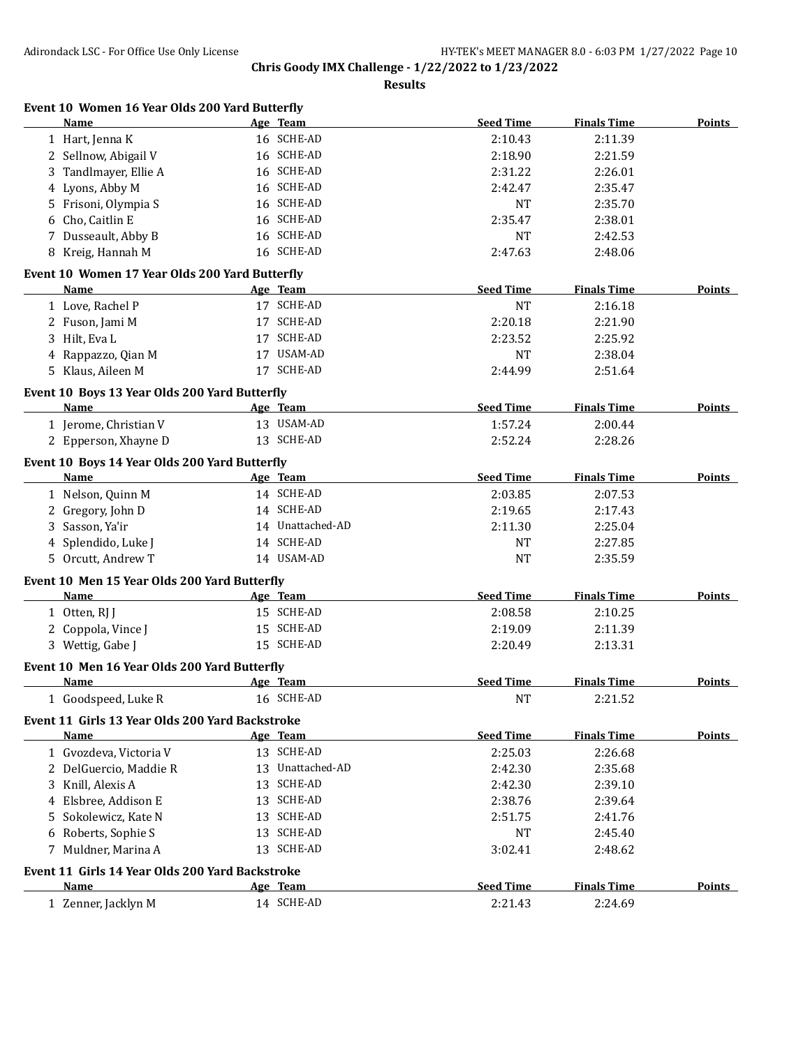## Chris Goody IMX Challenge - 1/22/2022 to 1/23/2022

**Results**

### Event 10 Women 16 Year Olds 200 Yard Butterfly

| | Name | Age | Team | Seed Time | Finals Time | Points |
|---|---|---|---|---|---|---|
| 1 | Hart, Jenna K | 16 | SCHE-AD | 2:10.43 | 2:11.39 | |
| 2 | Sellnow, Abigail V | 16 | SCHE-AD | 2:18.90 | 2:21.59 | |
| 3 | Tandlmayer, Ellie A | 16 | SCHE-AD | 2:31.22 | 2:26.01 | |
| 4 | Lyons, Abby M | 16 | SCHE-AD | 2:42.47 | 2:35.47 | |
| 5 | Frisoni, Olympia S | 16 | SCHE-AD | NT | 2:35.70 | |
| 6 | Cho, Caitlin E | 16 | SCHE-AD | 2:35.47 | 2:38.01 | |
| 7 | Dusseault, Abby B | 16 | SCHE-AD | NT | 2:42.53 | |
| 8 | Kreig, Hannah M | 16 | SCHE-AD | 2:47.63 | 2:48.06 | |

### Event 10 Women 17 Year Olds 200 Yard Butterfly

| | Name | Age | Team | Seed Time | Finals Time | Points |
|---|---|---|---|---|---|---|
| 1 | Love, Rachel P | 17 | SCHE-AD | NT | 2:16.18 | |
| 2 | Fuson, Jami M | 17 | SCHE-AD | 2:20.18 | 2:21.90 | |
| 3 | Hilt, Eva L | 17 | SCHE-AD | 2:23.52 | 2:25.92 | |
| 4 | Rappazzo, Qian M | 17 | USAM-AD | NT | 2:38.04 | |
| 5 | Klaus, Aileen M | 17 | SCHE-AD | 2:44.99 | 2:51.64 | |

### Event 10 Boys 13 Year Olds 200 Yard Butterfly

| | Name | Age | Team | Seed Time | Finals Time | Points |
|---|---|---|---|---|---|---|
| 1 | Jerome, Christian V | 13 | USAM-AD | 1:57.24 | 2:00.44 | |
| 2 | Epperson, Xhayne D | 13 | SCHE-AD | 2:52.24 | 2:28.26 | |

### Event 10 Boys 14 Year Olds 200 Yard Butterfly

| | Name | Age | Team | Seed Time | Finals Time | Points |
|---|---|---|---|---|---|---|
| 1 | Nelson, Quinn M | 14 | SCHE-AD | 2:03.85 | 2:07.53 | |
| 2 | Gregory, John D | 14 | SCHE-AD | 2:19.65 | 2:17.43 | |
| 3 | Sasson, Ya'ir | 14 | Unattached-AD | 2:11.30 | 2:25.04 | |
| 4 | Splendido, Luke J | 14 | SCHE-AD | NT | 2:27.85 | |
| 5 | Orcutt, Andrew T | 14 | USAM-AD | NT | 2:35.59 | |

### Event 10 Men 15 Year Olds 200 Yard Butterfly

| | Name | Age | Team | Seed Time | Finals Time | Points |
|---|---|---|---|---|---|---|
| 1 | Otten, RJ J | 15 | SCHE-AD | 2:08.58 | 2:10.25 | |
| 2 | Coppola, Vince J | 15 | SCHE-AD | 2:19.09 | 2:11.39 | |
| 3 | Wettig, Gabe J | 15 | SCHE-AD | 2:20.49 | 2:13.31 | |

### Event 10 Men 16 Year Olds 200 Yard Butterfly

| | Name | Age | Team | Seed Time | Finals Time | Points |
|---|---|---|---|---|---|---|
| 1 | Goodspeed, Luke R | 16 | SCHE-AD | NT | 2:21.52 | |

### Event 11 Girls 13 Year Olds 200 Yard Backstroke

| | Name | Age | Team | Seed Time | Finals Time | Points |
|---|---|---|---|---|---|---|
| 1 | Gvozdeva, Victoria V | 13 | SCHE-AD | 2:25.03 | 2:26.68 | |
| 2 | DelGuercio, Maddie R | 13 | Unattached-AD | 2:42.30 | 2:35.68 | |
| 3 | Knill, Alexis A | 13 | SCHE-AD | 2:42.30 | 2:39.10 | |
| 4 | Elsbree, Addison E | 13 | SCHE-AD | 2:38.76 | 2:39.64 | |
| 5 | Sokolewicz, Kate N | 13 | SCHE-AD | 2:51.75 | 2:41.76 | |
| 6 | Roberts, Sophie S | 13 | SCHE-AD | NT | 2:45.40 | |
| 7 | Muldner, Marina A | 13 | SCHE-AD | 3:02.41 | 2:48.62 | |

### Event 11 Girls 14 Year Olds 200 Yard Backstroke

| | Name | Age | Team | Seed Time | Finals Time | Points |
|---|---|---|---|---|---|---|
| 1 | Zenner, Jacklyn M | 14 | SCHE-AD | 2:21.43 | 2:24.69 | |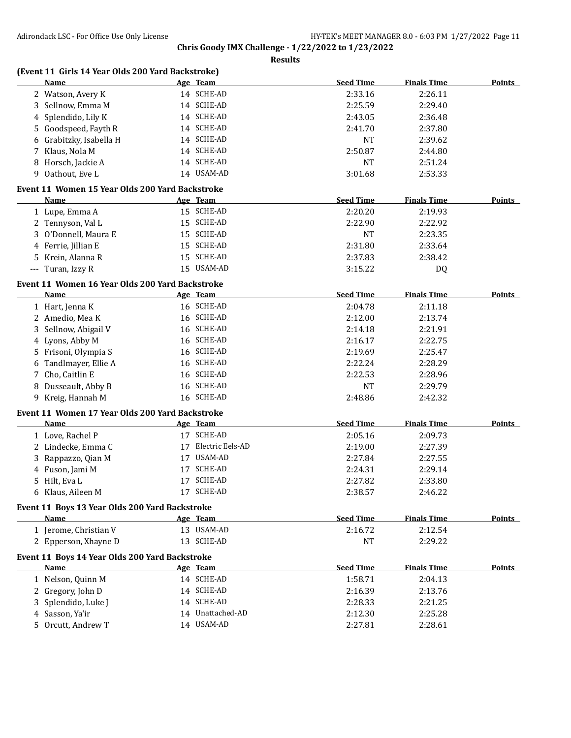Chris Goody IMX Challenge - 1/22/2022 to 1/23/2022

**Results**

### (Event 11 Girls 14 Year Olds 200 Yard Backstroke)

| | Name | Age | Team | Seed Time | Finals Time | Points |
|---|---|---|---|---|---|---|
| 2 | Watson, Avery K | 14 | SCHE-AD | 2:33.16 | 2:26.11 | |
| 3 | Sellnow, Emma M | 14 | SCHE-AD | 2:25.59 | 2:29.40 | |
| 4 | Splendido, Lily K | 14 | SCHE-AD | 2:43.05 | 2:36.48 | |
| 5 | Goodspeed, Fayth R | 14 | SCHE-AD | 2:41.70 | 2:37.80 | |
| 6 | Grabitzky, Isabella H | 14 | SCHE-AD | NT | 2:39.62 | |
| 7 | Klaus, Nola M | 14 | SCHE-AD | 2:50.87 | 2:44.80 | |
| 8 | Horsch, Jackie A | 14 | SCHE-AD | NT | 2:51.24 | |
| 9 | Oathout, Eve L | 14 | USAM-AD | 3:01.68 | 2:53.33 | |

### Event 11 Women 15 Year Olds 200 Yard Backstroke

| | Name | Age | Team | Seed Time | Finals Time | Points |
|---|---|---|---|---|---|---|
| 1 | Lupe, Emma A | 15 | SCHE-AD | 2:20.20 | 2:19.93 | |
| 2 | Tennyson, Val L | 15 | SCHE-AD | 2:22.90 | 2:22.92 | |
| 3 | O'Donnell, Maura E | 15 | SCHE-AD | NT | 2:23.35 | |
| 4 | Ferrie, Jillian E | 15 | SCHE-AD | 2:31.80 | 2:33.64 | |
| 5 | Krein, Alanna R | 15 | SCHE-AD | 2:37.83 | 2:38.42 | |
| --- | Turan, Izzy R | 15 | USAM-AD | 3:15.22 | DQ | |

### Event 11 Women 16 Year Olds 200 Yard Backstroke

| | Name | Age | Team | Seed Time | Finals Time | Points |
|---|---|---|---|---|---|---|
| 1 | Hart, Jenna K | 16 | SCHE-AD | 2:04.78 | 2:11.18 | |
| 2 | Amedio, Mea K | 16 | SCHE-AD | 2:12.00 | 2:13.74 | |
| 3 | Sellnow, Abigail V | 16 | SCHE-AD | 2:14.18 | 2:21.91 | |
| 4 | Lyons, Abby M | 16 | SCHE-AD | 2:16.17 | 2:22.75 | |
| 5 | Frisoni, Olympia S | 16 | SCHE-AD | 2:19.69 | 2:25.47 | |
| 6 | Tandlmayer, Ellie A | 16 | SCHE-AD | 2:22.24 | 2:28.29 | |
| 7 | Cho, Caitlin E | 16 | SCHE-AD | 2:22.53 | 2:28.96 | |
| 8 | Dusseault, Abby B | 16 | SCHE-AD | NT | 2:29.79 | |
| 9 | Kreig, Hannah M | 16 | SCHE-AD | 2:48.86 | 2:42.32 | |

### Event 11 Women 17 Year Olds 200 Yard Backstroke

| | Name | Age | Team | Seed Time | Finals Time | Points |
|---|---|---|---|---|---|---|
| 1 | Love, Rachel P | 17 | SCHE-AD | 2:05.16 | 2:09.73 | |
| 2 | Lindecke, Emma C | 17 | Electric Eels-AD | 2:19.00 | 2:27.39 | |
| 3 | Rappazzo, Qian M | 17 | USAM-AD | 2:27.84 | 2:27.55 | |
| 4 | Fuson, Jami M | 17 | SCHE-AD | 2:24.31 | 2:29.14 | |
| 5 | Hilt, Eva L | 17 | SCHE-AD | 2:27.82 | 2:33.80 | |
| 6 | Klaus, Aileen M | 17 | SCHE-AD | 2:38.57 | 2:46.22 | |

### Event 11 Boys 13 Year Olds 200 Yard Backstroke

| | Name | Age | Team | Seed Time | Finals Time | Points |
|---|---|---|---|---|---|---|
| 1 | Jerome, Christian V | 13 | USAM-AD | 2:16.72 | 2:12.54 | |
| 2 | Epperson, Xhayne D | 13 | SCHE-AD | NT | 2:29.22 | |

### Event 11 Boys 14 Year Olds 200 Yard Backstroke

| | Name | Age | Team | Seed Time | Finals Time | Points |
|---|---|---|---|---|---|---|
| 1 | Nelson, Quinn M | 14 | SCHE-AD | 1:58.71 | 2:04.13 | |
| 2 | Gregory, John D | 14 | SCHE-AD | 2:16.39 | 2:13.76 | |
| 3 | Splendido, Luke J | 14 | SCHE-AD | 2:28.33 | 2:21.25 | |
| 4 | Sasson, Ya'ir | 14 | Unattached-AD | 2:12.30 | 2:25.28 | |
| 5 | Orcutt, Andrew T | 14 | USAM-AD | 2:27.81 | 2:28.61 | |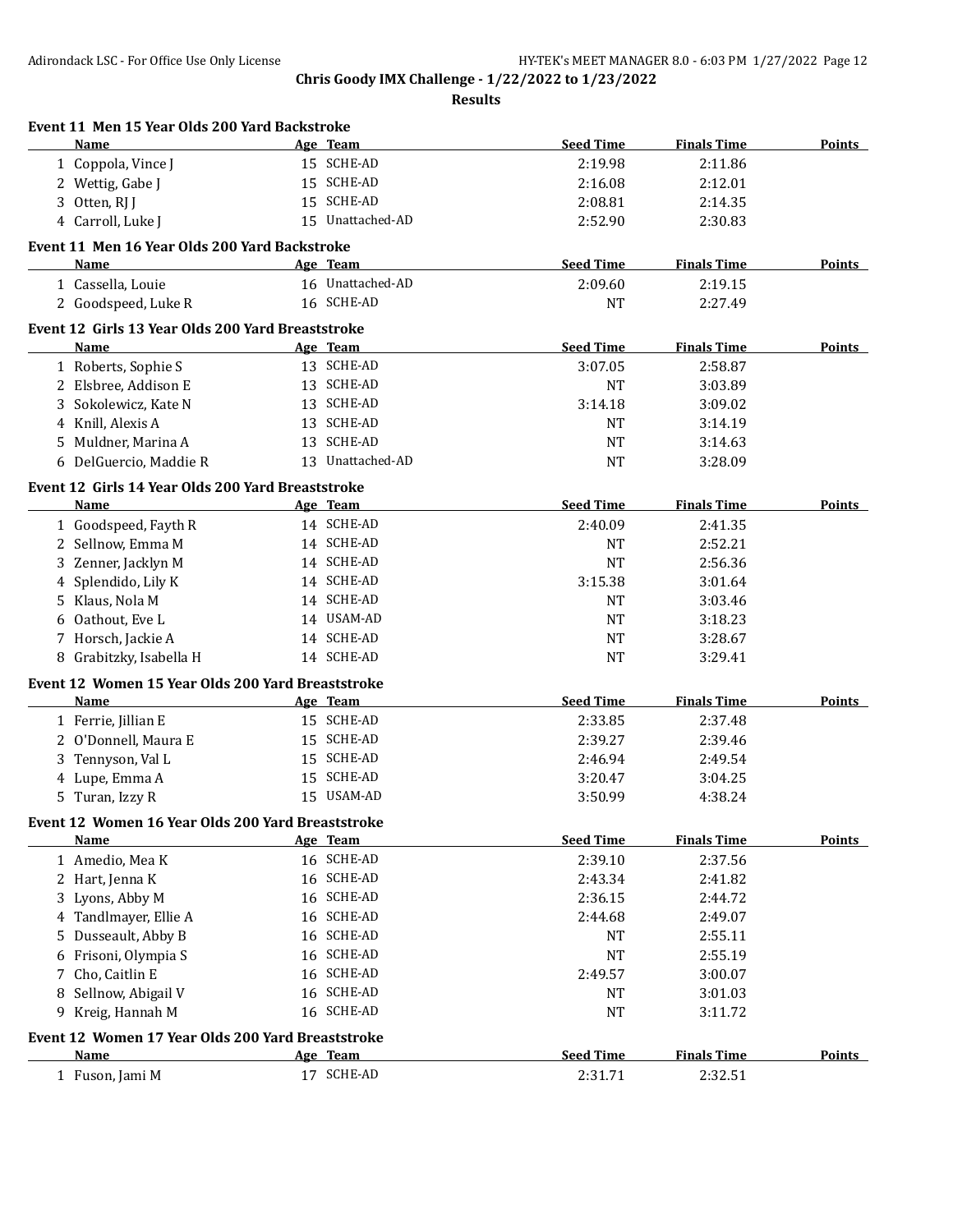**Chris Goody IMX Challenge - 1/22/2022 to 1/23/2022**

**Results**

### Event 11 Men 15 Year Olds 200 Yard Backstroke

| | Name | Age | Team | Seed Time | Finals Time | Points |
|---|---|---|---|---|---|---|
| 1 | Coppola, Vince J | 15 | SCHE-AD | 2:19.98 | 2:11.86 | |
| 2 | Wettig, Gabe J | 15 | SCHE-AD | 2:16.08 | 2:12.01 | |
| 3 | Otten, RJ J | 15 | SCHE-AD | 2:08.81 | 2:14.35 | |
| 4 | Carroll, Luke J | 15 | Unattached-AD | 2:52.90 | 2:30.83 | |

### Event 11 Men 16 Year Olds 200 Yard Backstroke

| | Name | Age | Team | Seed Time | Finals Time | Points |
|---|---|---|---|---|---|---|
| 1 | Cassella, Louie | 16 | Unattached-AD | 2:09.60 | 2:19.15 | |
| 2 | Goodspeed, Luke R | 16 | SCHE-AD | NT | 2:27.49 | |

### Event 12 Girls 13 Year Olds 200 Yard Breaststroke

| | Name | Age | Team | Seed Time | Finals Time | Points |
|---|---|---|---|---|---|---|
| 1 | Roberts, Sophie S | 13 | SCHE-AD | 3:07.05 | 2:58.87 | |
| 2 | Elsbree, Addison E | 13 | SCHE-AD | NT | 3:03.89 | |
| 3 | Sokolewicz, Kate N | 13 | SCHE-AD | 3:14.18 | 3:09.02 | |
| 4 | Knill, Alexis A | 13 | SCHE-AD | NT | 3:14.19 | |
| 5 | Muldner, Marina A | 13 | SCHE-AD | NT | 3:14.63 | |
| 6 | DelGuercio, Maddie R | 13 | Unattached-AD | NT | 3:28.09 | |

### Event 12 Girls 14 Year Olds 200 Yard Breaststroke

| | Name | Age | Team | Seed Time | Finals Time | Points |
|---|---|---|---|---|---|---|
| 1 | Goodspeed, Fayth R | 14 | SCHE-AD | 2:40.09 | 2:41.35 | |
| 2 | Sellnow, Emma M | 14 | SCHE-AD | NT | 2:52.21 | |
| 3 | Zenner, Jacklyn M | 14 | SCHE-AD | NT | 2:56.36 | |
| 4 | Splendido, Lily K | 14 | SCHE-AD | 3:15.38 | 3:01.64 | |
| 5 | Klaus, Nola M | 14 | SCHE-AD | NT | 3:03.46 | |
| 6 | Oathout, Eve L | 14 | USAM-AD | NT | 3:18.23 | |
| 7 | Horsch, Jackie A | 14 | SCHE-AD | NT | 3:28.67 | |
| 8 | Grabitzky, Isabella H | 14 | SCHE-AD | NT | 3:29.41 | |

### Event 12 Women 15 Year Olds 200 Yard Breaststroke

| | Name | Age | Team | Seed Time | Finals Time | Points |
|---|---|---|---|---|---|---|
| 1 | Ferrie, Jillian E | 15 | SCHE-AD | 2:33.85 | 2:37.48 | |
| 2 | O'Donnell, Maura E | 15 | SCHE-AD | 2:39.27 | 2:39.46 | |
| 3 | Tennyson, Val L | 15 | SCHE-AD | 2:46.94 | 2:49.54 | |
| 4 | Lupe, Emma A | 15 | SCHE-AD | 3:20.47 | 3:04.25 | |
| 5 | Turan, Izzy R | 15 | USAM-AD | 3:50.99 | 4:38.24 | |

### Event 12 Women 16 Year Olds 200 Yard Breaststroke

| | Name | Age | Team | Seed Time | Finals Time | Points |
|---|---|---|---|---|---|---|
| 1 | Amedio, Mea K | 16 | SCHE-AD | 2:39.10 | 2:37.56 | |
| 2 | Hart, Jenna K | 16 | SCHE-AD | 2:43.34 | 2:41.82 | |
| 3 | Lyons, Abby M | 16 | SCHE-AD | 2:36.15 | 2:44.72 | |
| 4 | Tandlmayer, Ellie A | 16 | SCHE-AD | 2:44.68 | 2:49.07 | |
| 5 | Dusseault, Abby B | 16 | SCHE-AD | NT | 2:55.11 | |
| 6 | Frisoni, Olympia S | 16 | SCHE-AD | NT | 2:55.19 | |
| 7 | Cho, Caitlin E | 16 | SCHE-AD | 2:49.57 | 3:00.07 | |
| 8 | Sellnow, Abigail V | 16 | SCHE-AD | NT | 3:01.03 | |
| 9 | Kreig, Hannah M | 16 | SCHE-AD | NT | 3:11.72 | |

### Event 12 Women 17 Year Olds 200 Yard Breaststroke

| | Name | Age | Team | Seed Time | Finals Time | Points |
|---|---|---|---|---|---|---|
| 1 | Fuson, Jami M | 17 | SCHE-AD | 2:31.71 | 2:32.51 | |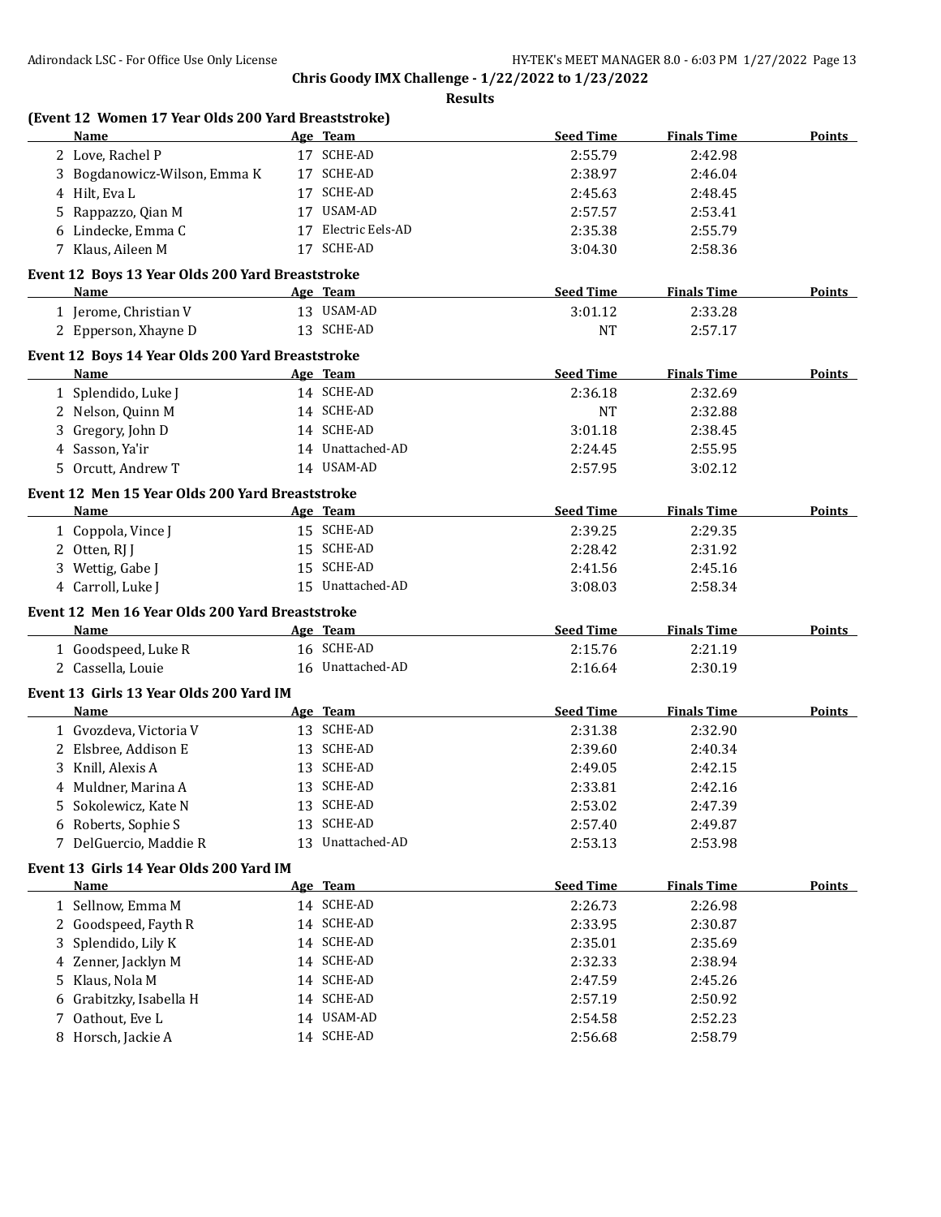**Chris Goody IMX Challenge - 1/22/2022 to 1/23/2022**

**Results**

### (Event 12 Women 17 Year Olds 200 Yard Breaststroke)

| | Name | Age | Team | Seed Time | Finals Time | Points |
|---|---|---|---|---|---|---|
| 2 | Love, Rachel P | 17 | SCHE-AD | 2:55.79 | 2:42.98 | |
| 3 | Bogdanowicz-Wilson, Emma K | 17 | SCHE-AD | 2:38.97 | 2:46.04 | |
| 4 | Hilt, Eva L | 17 | SCHE-AD | 2:45.63 | 2:48.45 | |
| 5 | Rappazzo, Qian M | 17 | USAM-AD | 2:57.57 | 2:53.41 | |
| 6 | Lindecke, Emma C | 17 | Electric Eels-AD | 2:35.38 | 2:55.79 | |
| 7 | Klaus, Aileen M | 17 | SCHE-AD | 3:04.30 | 2:58.36 | |

### Event 12 Boys 13 Year Olds 200 Yard Breaststroke

| | Name | Age | Team | Seed Time | Finals Time | Points |
|---|---|---|---|---|---|---|
| 1 | Jerome, Christian V | 13 | USAM-AD | 3:01.12 | 2:33.28 | |
| 2 | Epperson, Xhayne D | 13 | SCHE-AD | NT | 2:57.17 | |

### Event 12 Boys 14 Year Olds 200 Yard Breaststroke

| | Name | Age | Team | Seed Time | Finals Time | Points |
|---|---|---|---|---|---|---|
| 1 | Splendido, Luke J | 14 | SCHE-AD | 2:36.18 | 2:32.69 | |
| 2 | Nelson, Quinn M | 14 | SCHE-AD | NT | 2:32.88 | |
| 3 | Gregory, John D | 14 | SCHE-AD | 3:01.18 | 2:38.45 | |
| 4 | Sasson, Ya'ir | 14 | Unattached-AD | 2:24.45 | 2:55.95 | |
| 5 | Orcutt, Andrew T | 14 | USAM-AD | 2:57.95 | 3:02.12 | |

### Event 12 Men 15 Year Olds 200 Yard Breaststroke

| | Name | Age | Team | Seed Time | Finals Time | Points |
|---|---|---|---|---|---|---|
| 1 | Coppola, Vince J | 15 | SCHE-AD | 2:39.25 | 2:29.35 | |
| 2 | Otten, RJ J | 15 | SCHE-AD | 2:28.42 | 2:31.92 | |
| 3 | Wettig, Gabe J | 15 | SCHE-AD | 2:41.56 | 2:45.16 | |
| 4 | Carroll, Luke J | 15 | Unattached-AD | 3:08.03 | 2:58.34 | |

### Event 12 Men 16 Year Olds 200 Yard Breaststroke

| | Name | Age | Team | Seed Time | Finals Time | Points |
|---|---|---|---|---|---|---|
| 1 | Goodspeed, Luke R | 16 | SCHE-AD | 2:15.76 | 2:21.19 | |
| 2 | Cassella, Louie | 16 | Unattached-AD | 2:16.64 | 2:30.19 | |

### Event 13 Girls 13 Year Olds 200 Yard IM

| | Name | Age | Team | Seed Time | Finals Time | Points |
|---|---|---|---|---|---|---|
| 1 | Gvozdeva, Victoria V | 13 | SCHE-AD | 2:31.38 | 2:32.90 | |
| 2 | Elsbree, Addison E | 13 | SCHE-AD | 2:39.60 | 2:40.34 | |
| 3 | Knill, Alexis A | 13 | SCHE-AD | 2:49.05 | 2:42.15 | |
| 4 | Muldner, Marina A | 13 | SCHE-AD | 2:33.81 | 2:42.16 | |
| 5 | Sokolewicz, Kate N | 13 | SCHE-AD | 2:53.02 | 2:47.39 | |
| 6 | Roberts, Sophie S | 13 | SCHE-AD | 2:57.40 | 2:49.87 | |
| 7 | DelGuercio, Maddie R | 13 | Unattached-AD | 2:53.13 | 2:53.98 | |

### Event 13 Girls 14 Year Olds 200 Yard IM

| | Name | Age | Team | Seed Time | Finals Time | Points |
|---|---|---|---|---|---|---|
| 1 | Sellnow, Emma M | 14 | SCHE-AD | 2:26.73 | 2:26.98 | |
| 2 | Goodspeed, Fayth R | 14 | SCHE-AD | 2:33.95 | 2:30.87 | |
| 3 | Splendido, Lily K | 14 | SCHE-AD | 2:35.01 | 2:35.69 | |
| 4 | Zenner, Jacklyn M | 14 | SCHE-AD | 2:32.33 | 2:38.94 | |
| 5 | Klaus, Nola M | 14 | SCHE-AD | 2:47.59 | 2:45.26 | |
| 6 | Grabitzky, Isabella H | 14 | SCHE-AD | 2:57.19 | 2:50.92 | |
| 7 | Oathout, Eve L | 14 | USAM-AD | 2:54.58 | 2:52.23 | |
| 8 | Horsch, Jackie A | 14 | SCHE-AD | 2:56.68 | 2:58.79 | |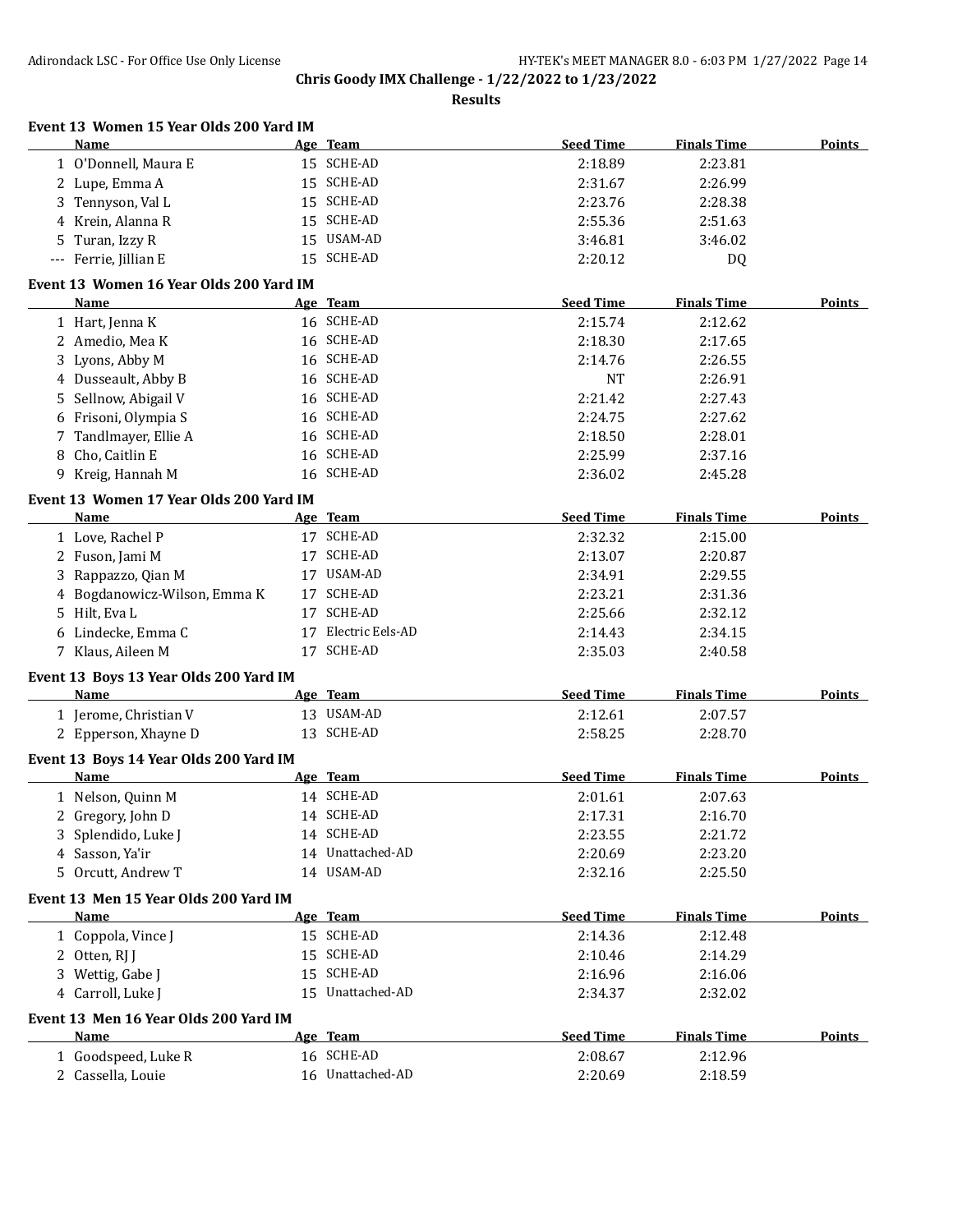# Chris Goody IMX Challenge - 1/22/2022 to 1/23/2022

## Results

### Event 13 Women 15 Year Olds 200 Yard IM

| | Name | Age | Team | Seed Time | Finals Time | Points |
|---|---|---|---|---|---|---|
| 1 | O'Donnell, Maura E | 15 | SCHE-AD | 2:18.89 | 2:23.81 | |
| 2 | Lupe, Emma A | 15 | SCHE-AD | 2:31.67 | 2:26.99 | |
| 3 | Tennyson, Val L | 15 | SCHE-AD | 2:23.76 | 2:28.38 | |
| 4 | Krein, Alanna R | 15 | SCHE-AD | 2:55.36 | 2:51.63 | |
| 5 | Turan, Izzy R | 15 | USAM-AD | 3:46.81 | 3:46.02 | |
| --- | Ferrie, Jillian E | 15 | SCHE-AD | 2:20.12 | DQ | |

### Event 13 Women 16 Year Olds 200 Yard IM

| | Name | Age | Team | Seed Time | Finals Time | Points |
|---|---|---|---|---|---|---|
| 1 | Hart, Jenna K | 16 | SCHE-AD | 2:15.74 | 2:12.62 | |
| 2 | Amedio, Mea K | 16 | SCHE-AD | 2:18.30 | 2:17.65 | |
| 3 | Lyons, Abby M | 16 | SCHE-AD | 2:14.76 | 2:26.55 | |
| 4 | Dusseault, Abby B | 16 | SCHE-AD | NT | 2:26.91 | |
| 5 | Sellnow, Abigail V | 16 | SCHE-AD | 2:21.42 | 2:27.43 | |
| 6 | Frisoni, Olympia S | 16 | SCHE-AD | 2:24.75 | 2:27.62 | |
| 7 | Tandlmayer, Ellie A | 16 | SCHE-AD | 2:18.50 | 2:28.01 | |
| 8 | Cho, Caitlin E | 16 | SCHE-AD | 2:25.99 | 2:37.16 | |
| 9 | Kreig, Hannah M | 16 | SCHE-AD | 2:36.02 | 2:45.28 | |

### Event 13 Women 17 Year Olds 200 Yard IM

| | Name | Age | Team | Seed Time | Finals Time | Points |
|---|---|---|---|---|---|---|
| 1 | Love, Rachel P | 17 | SCHE-AD | 2:32.32 | 2:15.00 | |
| 2 | Fuson, Jami M | 17 | SCHE-AD | 2:13.07 | 2:20.87 | |
| 3 | Rappazzo, Qian M | 17 | USAM-AD | 2:34.91 | 2:29.55 | |
| 4 | Bogdanowicz-Wilson, Emma K | 17 | SCHE-AD | 2:23.21 | 2:31.36 | |
| 5 | Hilt, Eva L | 17 | SCHE-AD | 2:25.66 | 2:32.12 | |
| 6 | Lindecke, Emma C | 17 | Electric Eels-AD | 2:14.43 | 2:34.15 | |
| 7 | Klaus, Aileen M | 17 | SCHE-AD | 2:35.03 | 2:40.58 | |

### Event 13 Boys 13 Year Olds 200 Yard IM

| | Name | Age | Team | Seed Time | Finals Time | Points |
|---|---|---|---|---|---|---|
| 1 | Jerome, Christian V | 13 | USAM-AD | 2:12.61 | 2:07.57 | |
| 2 | Epperson, Xhayne D | 13 | SCHE-AD | 2:58.25 | 2:28.70 | |

### Event 13 Boys 14 Year Olds 200 Yard IM

| | Name | Age | Team | Seed Time | Finals Time | Points |
|---|---|---|---|---|---|---|
| 1 | Nelson, Quinn M | 14 | SCHE-AD | 2:01.61 | 2:07.63 | |
| 2 | Gregory, John D | 14 | SCHE-AD | 2:17.31 | 2:16.70 | |
| 3 | Splendido, Luke J | 14 | SCHE-AD | 2:23.55 | 2:21.72 | |
| 4 | Sasson, Ya'ir | 14 | Unattached-AD | 2:20.69 | 2:23.20 | |
| 5 | Orcutt, Andrew T | 14 | USAM-AD | 2:32.16 | 2:25.50 | |

### Event 13 Men 15 Year Olds 200 Yard IM

| | Name | Age | Team | Seed Time | Finals Time | Points |
|---|---|---|---|---|---|---|
| 1 | Coppola, Vince J | 15 | SCHE-AD | 2:14.36 | 2:12.48 | |
| 2 | Otten, RJ J | 15 | SCHE-AD | 2:10.46 | 2:14.29 | |
| 3 | Wettig, Gabe J | 15 | SCHE-AD | 2:16.96 | 2:16.06 | |
| 4 | Carroll, Luke J | 15 | Unattached-AD | 2:34.37 | 2:32.02 | |

### Event 13 Men 16 Year Olds 200 Yard IM

| | Name | Age | Team | Seed Time | Finals Time | Points |
|---|---|---|---|---|---|---|
| 1 | Goodspeed, Luke R | 16 | SCHE-AD | 2:08.67 | 2:12.96 | |
| 2 | Cassella, Louie | 16 | Unattached-AD | 2:20.69 | 2:18.59 | |